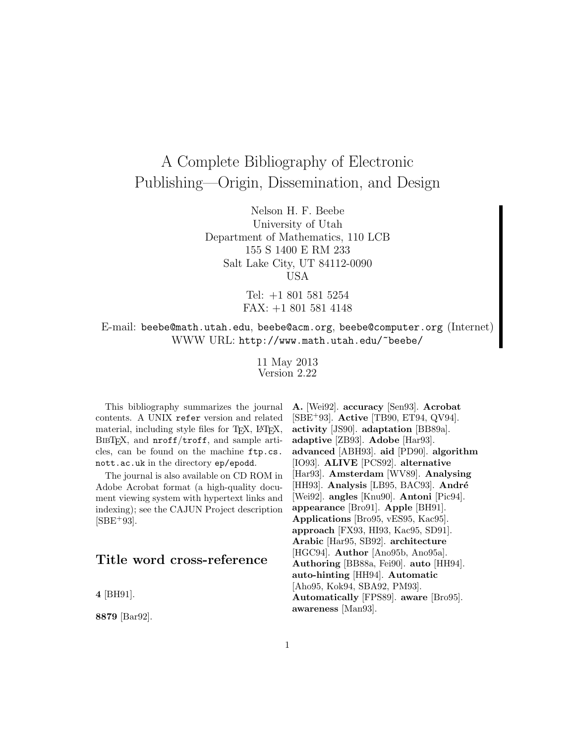# A Complete Bibliography of Electronic Publishing—Origin, Dissemination, and Design

Nelson H. F. Beebe
University of Utah
Department of Mathematics, 110 LCB
155 S 1400 E RM 233
Salt Lake City, UT 84112-0090
USA

Tel: +1 801 581 5254
FAX: +1 801 581 4148

E-mail: `beebe@math.utah.edu`, `beebe@acm.org`, `beebe@computer.org` (Internet)
WWW URL: `http://www.math.utah.edu/~beebe/`

11 May 2013
Version 2.22

This bibliography summarizes the journal contents. A UNIX `refer` version and related material, including style files for TeX, LaTeX, BibTeX, and `nroff`/`troff`, and sample articles, can be found on the machine `ftp.cs.nott.ac.uk` in the directory `ep/epodd`.

The journal is also available on CD ROM in Adobe Acrobat format (a high-quality document viewing system with hypertext links and indexing); see the CAJUN Project description [SBE+93].

## Title word cross-reference

**4** [BH91].

**8879** [Bar92].

**A.** [Wei92]. **accuracy** [Sen93]. **Acrobat** [SBE+93]. **Active** [TB90, ET94, QV94]. **activity** [JS90]. **adaptation** [BB89a]. **adaptive** [ZB93]. **Adobe** [Har93]. **advanced** [ABH93]. **aid** [PD90]. **algorithm** [IO93]. **ALIVE** [PCS92]. **alternative** [Har93]. **Amsterdam** [WV89]. **Analysing** [HH93]. **Analysis** [LB95, BAC93]. **André** [Wei92]. **angles** [Knu90]. **Antoni** [Pic94]. **appearance** [Bro91]. **Apple** [BH91]. **Applications** [Bro95, vES95, Kac95]. **approach** [FX93, HI93, Kac95, SD91]. **Arabic** [Har95, SB92]. **architecture** [HGC94]. **Author** [Ano95b, Ano95a]. **Authoring** [BB88a, Fei90]. **auto** [HH94]. **auto-hinting** [HH94]. **Automatic** [Aho95, Kok94, SBA92, PM93]. **Automatically** [FPS89]. **aware** [Bro95]. **awareness** [Man93].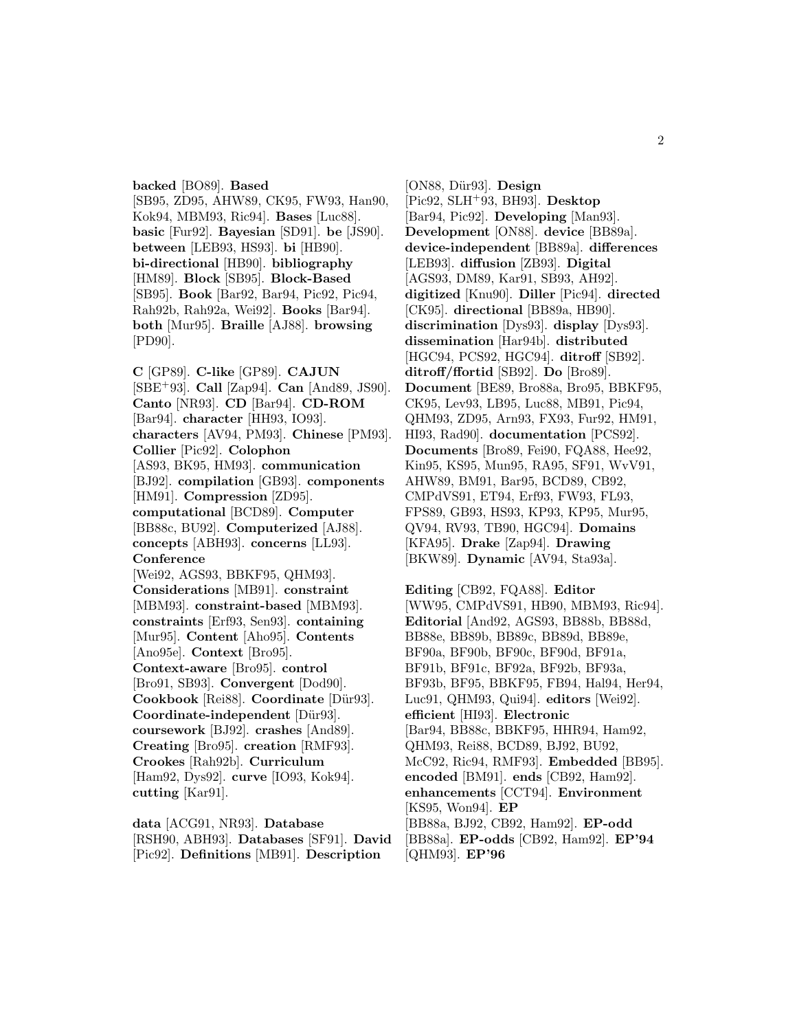**backed** [BO89]. **Based** [SB95, ZD95, AHW89, CK95, FW93, Han90, Kok94, MBM93, Ric94]. **Bases** [Luc88]. **basic** [Fur92]. **Bayesian** [SD91]. **be** [JS90]. **between** [LEB93, HS93]. **bi** [HB90]. **bi-directional** [HB90]. **bibliography** [HM89]. **Block** [SB95]. **Block-Based** [SB95]. **Book** [Bar92, Bar94, Pic92, Pic94, Rah92b, Rah92a, Wei92]. **Books** [Bar94]. **both** [Mur95]. **Braille** [AJ88]. **browsing** [PD90].

**C** [GP89]. **C-like** [GP89]. **CAJUN** [SBE+93]. **Call** [Zap94]. **Can** [And89, JS90]. **Canto** [NR93]. **CD** [Bar94]. **CD-ROM** [Bar94]. **character** [HH93, IO93]. **characters** [AV94, PM93]. **Chinese** [PM93]. **Collier** [Pic92]. **Colophon** [AS93, BK95, HM93]. **communication** [BJ92]. **compilation** [GB93]. **components** [HM91]. **Compression** [ZD95]. **computational** [BCD89]. **Computer** [BB88c, BU92]. **Computerized** [AJ88]. **concepts** [ABH93]. **concerns** [LL93]. **Conference** [Wei92, AGS93, BBKF95, QHM93]. **Considerations** [MB91]. **constraint** [MBM93]. **constraint-based** [MBM93]. **constraints** [Erf93, Sen93]. **containing** [Mur95]. **Content** [Aho95]. **Contents** [Ano95e]. **Context** [Bro95]. **Context-aware** [Bro95]. **control** [Bro91, SB93]. **Convergent** [Dod90]. **Cookbook** [Rei88]. **Coordinate** [Dür93]. **Coordinate-independent** [Dür93]. **coursework** [BJ92]. **crashes** [And89]. **Creating** [Bro95]. **creation** [RMF93]. **Crookes** [Rah92b]. **Curriculum** [Ham92, Dys92]. **curve** [IO93, Kok94]. **cutting** [Kar91].

**data** [ACG91, NR93]. **Database** [RSH90, ABH93]. **Databases** [SF91]. **David** [Pic92]. **Definitions** [MB91]. **Description** [ON88, Dür93]. **Design** [Pic92, SLH+93, BH93]. **Desktop** [Bar94, Pic92]. **Developing** [Man93]. **Development** [ON88]. **device** [BB89a]. **device-independent** [BB89a]. **differences** [LEB93]. **diffusion** [ZB93]. **Digital** [AGS93, DM89, Kar91, SB93, AH92]. **digitized** [Knu90]. **Diller** [Pic94]. **directed** [CK95]. **directional** [BB89a, HB90]. **discrimination** [Dys93]. **display** [Dys93]. **dissemination** [Har94b]. **distributed** [HGC94, PCS92, HGC94]. **ditroff** [SB92]. **ditroff/ffortid** [SB92]. **Do** [Bro89]. **Document** [BE89, Bro88a, Bro95, BBKF95, CK95, Lev93, LB95, Luc88, MB91, Pic94, QHM93, ZD95, Arn93, FX93, Fur92, HM91, HI93, Rad90]. **documentation** [PCS92]. **Documents** [Bro89, Fei90, FQA88, Hee92, Kin95, KS95, Mun95, RA95, SF91, WvV91, AHW89, BM91, Bar95, BCD89, CB92, CMPdVS91, ET94, Erf93, FW93, FL93, FPS89, GB93, HS93, KP93, KP95, Mur95, QV94, RV93, TB90, HGC94]. **Domains** [KFA95]. **Drake** [Zap94]. **Drawing** [BKW89]. **Dynamic** [AV94, Sta93a].

**Editing** [CB92, FQA88]. **Editor** [WW95, CMPdVS91, HB90, MBM93, Ric94]. **Editorial** [And92, AGS93, BB88b, BB88d, BB88e, BB89b, BB89c, BB89d, BB89e, BF90a, BF90b, BF90c, BF90d, BF91a, BF91b, BF91c, BF92a, BF92b, BF93a, BF93b, BF95, BBKF95, FB94, Hal94, Her94, Luc91, QHM93, Qui94]. **editors** [Wei92]. **efficient** [HI93]. **Electronic** [Bar94, BB88c, BBKF95, HHR94, Ham92, QHM93, Rei88, BCD89, BJ92, BU92, McC92, Ric94, RMF93]. **Embedded** [BB95]. **encoded** [BM91]. **ends** [CB92, Ham92]. **enhancements** [CCT94]. **Environment** [KS95, Won94]. **EP** [BB88a, BJ92, CB92, Ham92]. **EP-odd** [BB88a]. **EP-odds** [CB92, Ham92]. **EP'94** [QHM93]. **EP'96**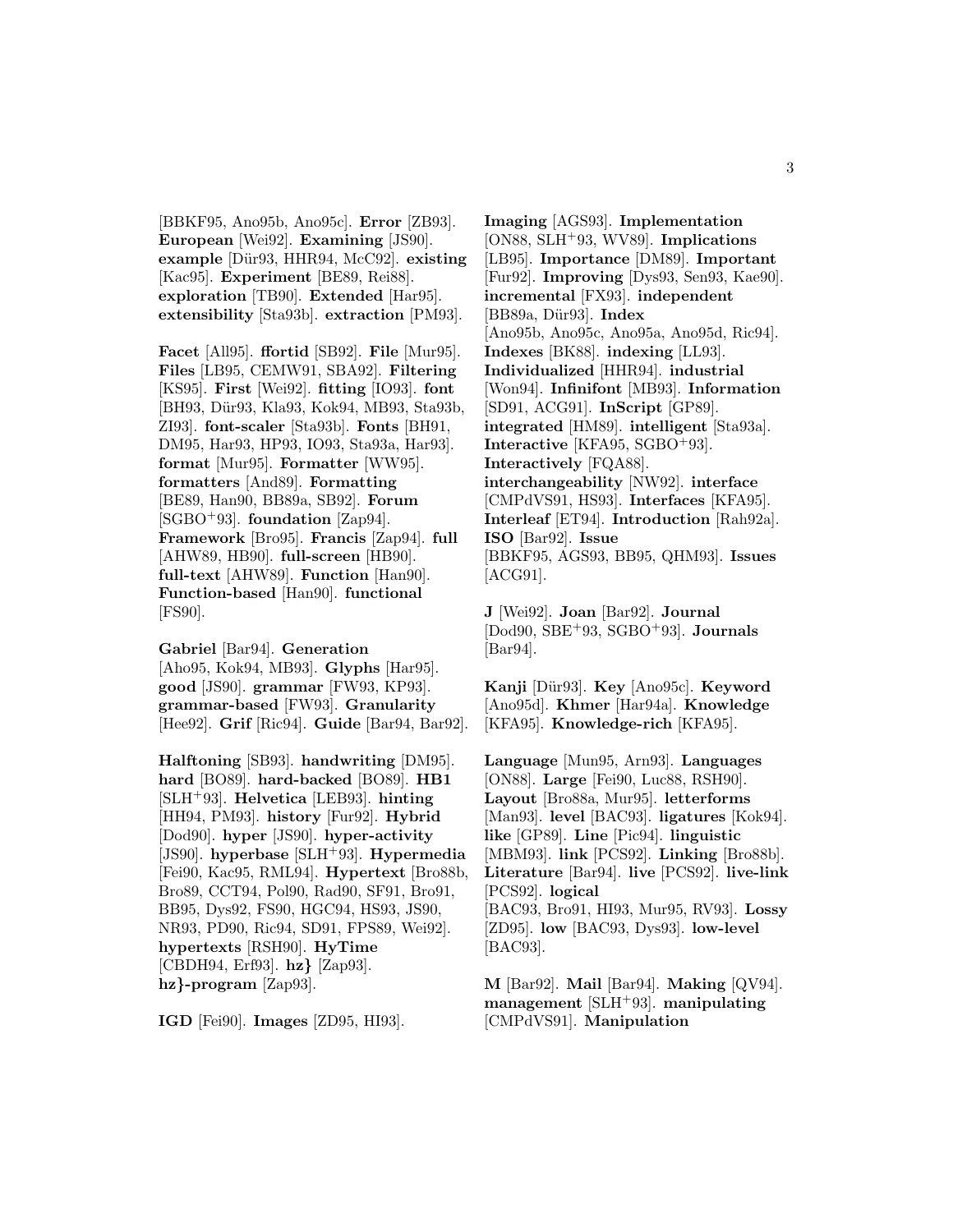[BBKF95, Ano95b, Ano95c]. **Error** [ZB93]. **European** [Wei92]. **Examining** [JS90]. **example** [Dür93, HHR94, McC92]. **existing** [Kac95]. **Experiment** [BE89, Rei88]. **exploration** [TB90]. **Extended** [Har95]. **extensibility** [Sta93b]. **extraction** [PM93].

**Facet** [All95]. **ffortid** [SB92]. **File** [Mur95]. **Files** [LB95, CEMW91, SBA92]. **Filtering** [KS95]. **First** [Wei92]. **fitting** [IO93]. **font** [BH93, Dür93, Kla93, Kok94, MB93, Sta93b, ZI93]. **font-scaler** [Sta93b]. **Fonts** [BH91, DM95, Har93, HP93, IO93, Sta93a, Har93]. **format** [Mur95]. **Formatter** [WW95]. **formatters** [And89]. **Formatting** [BE89, Han90, BB89a, SB92]. **Forum** [SGBO+93]. **foundation** [Zap94]. **Framework** [Bro95]. **Francis** [Zap94]. **full** [AHW89, HB90]. **full-screen** [HB90]. **full-text** [AHW89]. **Function** [Han90]. **Function-based** [Han90]. **functional** [FS90].

**Gabriel** [Bar94]. **Generation** [Aho95, Kok94, MB93]. **Glyphs** [Har95]. **good** [JS90]. **grammar** [FW93, KP93]. **grammar-based** [FW93]. **Granularity** [Hee92]. **Grif** [Ric94]. **Guide** [Bar94, Bar92].

**Halftoning** [SB93]. **handwriting** [DM95]. **hard** [BO89]. **hard-backed** [BO89]. **HB1** [SLH+93]. **Helvetica** [LEB93]. **hinting** [HH94, PM93]. **history** [Fur92]. **Hybrid** [Dod90]. **hyper** [JS90]. **hyper-activity** [JS90]. **hyperbase** [SLH+93]. **Hypermedia** [Fei90, Kac95, RML94]. **Hypertext** [Bro88b, Bro89, CCT94, Pol90, Rad90, SF91, Bro91, BB95, Dys92, FS90, HGC94, HS93, JS90, NR93, PD90, Ric94, SD91, FPS89, Wei92]. **hypertexts** [RSH90]. **HyTime** [CBDH94, Erf93]. **hz}** [Zap93]. **hz}-program** [Zap93].

**IGD** [Fei90]. **Images** [ZD95, HI93]. **Imaging** [AGS93]. **Implementation** [ON88, SLH+93, WV89]. **Implications** [LB95]. **Importance** [DM89]. **Important** [Fur92]. **Improving** [Dys93, Sen93, Kae90]. **incremental** [FX93]. **independent** [BB89a, Dür93]. **Index** [Ano95b, Ano95c, Ano95a, Ano95d, Ric94]. **Indexes** [BK88]. **indexing** [LL93]. **Individualized** [HHR94]. **industrial** [Won94]. **Infinifont** [MB93]. **Information** [SD91, ACG91]. **InScript** [GP89]. **integrated** [HM89]. **intelligent** [Sta93a]. **Interactive** [KFA95, SGBO+93]. **Interactively** [FQA88]. **interchangeability** [NW92]. **interface** [CMPdVS91, HS93]. **Interfaces** [KFA95]. **Interleaf** [ET94]. **Introduction** [Rah92a]. **ISO** [Bar92]. **Issue** [BBKF95, AGS93, BB95, QHM93]. **Issues** [ACG91].

**J** [Wei92]. **Joan** [Bar92]. **Journal** [Dod90, SBE+93, SGBO+93]. **Journals** [Bar94].

**Kanji** [Dür93]. **Key** [Ano95c]. **Keyword** [Ano95d]. **Khmer** [Har94a]. **Knowledge** [KFA95]. **Knowledge-rich** [KFA95].

**Language** [Mun95, Arn93]. **Languages** [ON88]. **Large** [Fei90, Luc88, RSH90]. **Layout** [Bro88a, Mur95]. **letterforms** [Man93]. **level** [BAC93]. **ligatures** [Kok94]. **like** [GP89]. **Line** [Pic94]. **linguistic** [MBM93]. **link** [PCS92]. **Linking** [Bro88b]. **Literature** [Bar94]. **live** [PCS92]. **live-link** [PCS92]. **logical** [BAC93, Bro91, HI93, Mur95, RV93]. **Lossy** [ZD95]. **low** [BAC93, Dys93]. **low-level** [BAC93].

**M** [Bar92]. **Mail** [Bar94]. **Making** [QV94]. **management** [SLH+93]. **manipulating** [CMPdVS91]. **Manipulation**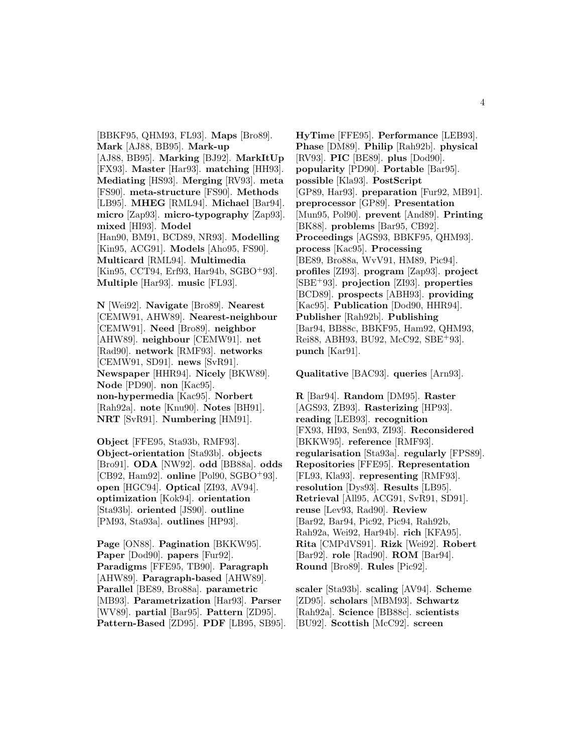[BBKF95, QHM93, FL93]. **Maps** [Bro89]. **Mark** [AJ88, BB95]. **Mark-up** [AJ88, BB95]. **Marking** [BJ92]. **MarkItUp** [FX93]. **Master** [Har93]. **matching** [HH93]. **Mediating** [HS93]. **Merging** [RV93]. **meta** [FS90]. **meta-structure** [FS90]. **Methods** [LB95]. **MHEG** [RML94]. **Michael** [Bar94]. **micro** [Zap93]. **micro-typography** [Zap93]. **mixed** [HI93]. **Model** [Han90, BM91, BCD89, NR93]. **Modelling** [Kin95, ACG91]. **Models** [Aho95, FS90]. **Multicard** [RML94]. **Multimedia** [Kin95, CCT94, Erf93, Har94b, SGBO+93]. **Multiple** [Har93]. **music** [FL93].

**N** [Wei92]. **Navigate** [Bro89]. **Nearest** [CEMW91, AHW89]. **Nearest-neighbour** [CEMW91]. **Need** [Bro89]. **neighbor** [AHW89]. **neighbour** [CEMW91]. **net** [Rad90]. **network** [RMF93]. **networks** [CEMW91, SD91]. **news** [SvR91]. **Newspaper** [HHR94]. **Nicely** [BKW89]. **Node** [PD90]. **non** [Kac95]. **non-hypermedia** [Kac95]. **Norbert** [Rah92a]. **note** [Knu90]. **Notes** [BH91]. **NRT** [SvR91]. **Numbering** [HM91].

**Object** [FFE95, Sta93b, RMF93]. **Object-orientation** [Sta93b]. **objects** [Bro91]. **ODA** [NW92]. **odd** [BB88a]. **odds** [CB92, Ham92]. **online** [Pol90, SGBO+93]. **open** [HGC94]. **Optical** [ZI93, AV94]. **optimization** [Kok94]. **orientation** [Sta93b]. **oriented** [JS90]. **outline** [PM93, Sta93a]. **outlines** [HP93].

**Page** [ON88]. **Pagination** [BKKW95]. **Paper** [Dod90]. **papers** [Fur92]. **Paradigms** [FFE95, TB90]. **Paragraph** [AHW89]. **Paragraph-based** [AHW89]. **Parallel** [BE89, Bro88a]. **parametric** [MB93]. **Parametrization** [Har93]. **Parser** [WV89]. **partial** [Bar95]. **Pattern** [ZD95]. **Pattern-Based** [ZD95]. **PDF** [LB95, SB95]. **HyTime** [FFE95]. **Performance** [LEB93]. **Phase** [DM89]. **Philip** [Rah92b]. **physical** [RV93]. **PIC** [BE89]. **plus** [Dod90]. **popularity** [PD90]. **Portable** [Bar95]. **possible** [Kla93]. **PostScript** [GP89, Har93]. **preparation** [Fur92, MB91]. **preprocessor** [GP89]. **Presentation** [Mun95, Pol90]. **prevent** [And89]. **Printing** [BK88]. **problems** [Bar95, CB92]. **Proceedings** [AGS93, BBKF95, QHM93]. **process** [Kac95]. **Processing** [BE89, Bro88a, WvV91, HM89, Pic94]. **profiles** [ZI93]. **program** [Zap93]. **project** [SBE+93]. **projection** [ZI93]. **properties** [BCD89]. **prospects** [ABH93]. **providing** [Kac95]. **Publication** [Dod90, HHR94]. **Publisher** [Rah92b]. **Publishing** [Bar94, BB88c, BBKF95, Ham92, QHM93, Rei88, ABH93, BU92, McC92, SBE+93]. **punch** [Kar91].

**Qualitative** [BAC93]. **queries** [Arn93].

**R** [Bar94]. **Random** [DM95]. **Raster** [AGS93, ZB93]. **Rasterizing** [HP93]. **reading** [LEB93]. **recognition** [FX93, HI93, Sen93, ZI93]. **Reconsidered** [BKKW95]. **reference** [RMF93]. **regularisation** [Sta93a]. **regularly** [FPS89]. **Repositories** [FFE95]. **Representation** [FL93, Kla93]. **representing** [RMF93]. **resolution** [Dys93]. **Results** [LB95]. **Retrieval** [All95, ACG91, SvR91, SD91]. **reuse** [Lev93, Rad90]. **Review** [Bar92, Bar94, Pic92, Pic94, Rah92b, Rah92a, Wei92, Har94b]. **rich** [KFA95]. **Rita** [CMPdVS91]. **Rizk** [Wei92]. **Robert** [Bar92]. **role** [Rad90]. **ROM** [Bar94]. **Round** [Bro89]. **Rules** [Pic92].

**scaler** [Sta93b]. **scaling** [AV94]. **Scheme** [ZD95]. **scholars** [MBM93]. **Schwartz** [Rah92a]. **Science** [BB88c]. **scientists** [BU92]. **Scottish** [McC92]. **screen**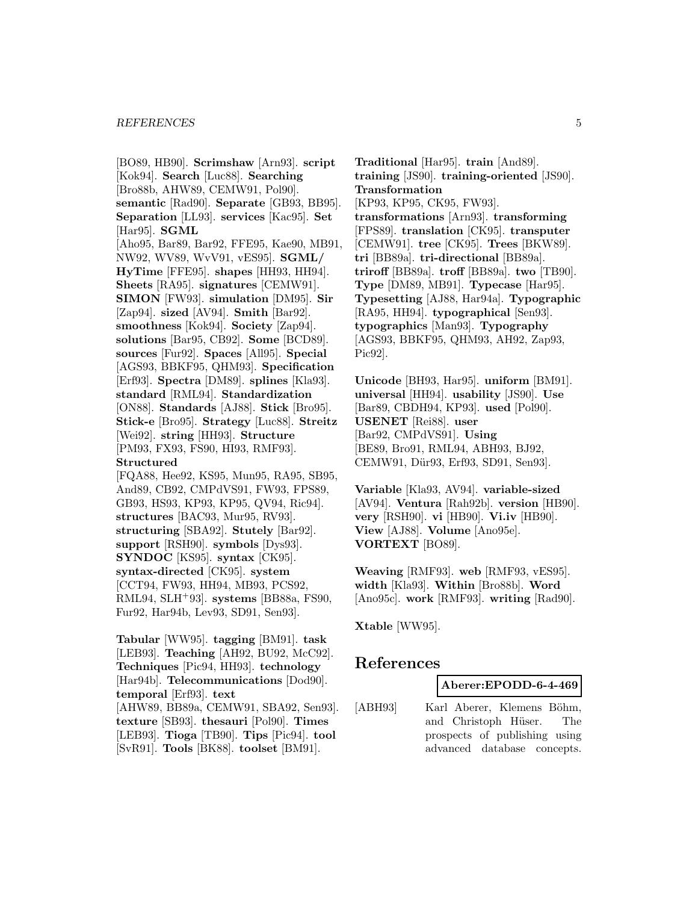[BO89, HB90]. **Scrimshaw** [Arn93]. **script** [Kok94]. **Search** [Luc88]. **Searching** [Bro88b, AHW89, CEMW91, Pol90]. **semantic** [Rad90]. **Separate** [GB93, BB95]. **Separation** [LL93]. **services** [Kac95]. **Set** [Har95]. **SGML** [Aho95, Bar89, Bar92, FFE95, Kae90, MB91, NW92, WV89, WvV91, vES95]. **SGML/HyTime** [FFE95]. **shapes** [HH93, HH94]. **Sheets** [RA95]. **signatures** [CEMW91]. **SIMON** [FW93]. **simulation** [DM95]. **Sir** [Zap94]. **sized** [AV94]. **Smith** [Bar92]. **smoothness** [Kok94]. **Society** [Zap94]. **solutions** [Bar95, CB92]. **Some** [BCD89]. **sources** [Fur92]. **Spaces** [All95]. **Special** [AGS93, BBKF95, QHM93]. **Specification** [Erf93]. **Spectra** [DM89]. **splines** [Kla93]. **standard** [RML94]. **Standardization** [ON88]. **Standards** [AJ88]. **Stick** [Bro95]. **Stick-e** [Bro95]. **Strategy** [Luc88]. **Streitz** [Wei92]. **string** [HH93]. **Structure** [PM93, FX93, FS90, HI93, RMF93]. **Structured** [FQA88, Hee92, KS95, Mun95, RA95, SB95, And89, CB92, CMPdVS91, FW93, FPS89, GB93, HS93, KP93, KP95, QV94, Ric94]. **structures** [BAC93, Mur95, RV93]. **structuring** [SBA92]. **Stutely** [Bar92]. **support** [RSH90]. **symbols** [Dys93]. **SYNDOC** [KS95]. **syntax** [CK95]. **syntax-directed** [CK95]. **system** [CCT94, FW93, HH94, MB93, PCS92, RML94, SLH+93]. **systems** [BB88a, FS90, Fur92, Har94b, Lev93, SD91, Sen93].

**Tabular** [WW95]. **tagging** [BM91]. **task** [LEB93]. **Teaching** [AH92, BU92, McC92]. **Techniques** [Pic94, HH93]. **technology** [Har94b]. **Telecommunications** [Dod90]. **temporal** [Erf93]. **text** [AHW89, BB89a, CEMW91, SBA92, Sen93]. **texture** [SB93]. **thesauri** [Pol90]. **Times** [LEB93]. **Tioga** [TB90]. **Tips** [Pic94]. **tool** [SvR91]. **Tools** [BK88]. **toolset** [BM91]. **Traditional** [Har95]. **train** [And89]. **training** [JS90]. **training-oriented** [JS90]. **Transformation** [KP93, KP95, CK95, FW93]. **transformations** [Arn93]. **transforming** [FPS89]. **translation** [CK95]. **transputer** [CEMW91]. **tree** [CK95]. **Trees** [BKW89]. **tri** [BB89a]. **tri-directional** [BB89a]. **triroff** [BB89a]. **troff** [BB89a]. **two** [TB90]. **Type** [DM89, MB91]. **Typecase** [Har95]. **Typesetting** [AJ88, Har94a]. **Typographic** [RA95, HH94]. **typographical** [Sen93]. **typographics** [Man93]. **Typography** [AGS93, BBKF95, QHM93, AH92, Zap93, Pic92].

**Unicode** [BH93, Har95]. **uniform** [BM91]. **universal** [HH94]. **usability** [JS90]. **Use** [Bar89, CBDH94, KP93]. **used** [Pol90]. **USENET** [Rei88]. **user** [Bar92, CMPdVS91]. **Using** [BE89, Bro91, RML94, ABH93, BJ92, CEMW91, Dür93, Erf93, SD91, Sen93].

**Variable** [Kla93, AV94]. **variable-sized** [AV94]. **Ventura** [Rah92b]. **version** [HB90]. **very** [RSH90]. **vi** [HB90]. **Vi.iv** [HB90]. **View** [AJ88]. **Volume** [Ano95e]. **VORTEXT** [BO89].

**Weaving** [RMF93]. **web** [RMF93, vES95]. **width** [Kla93]. **Within** [Bro88b]. **Word** [Ano95c]. **work** [RMF93]. **writing** [Rad90].

**Xtable** [WW95].

# References

**Aberer:EPODD-6-4-469**

[ABH93] Karl Aberer, Klemens Böhm, and Christoph Hüser. The prospects of publishing using advanced database concepts.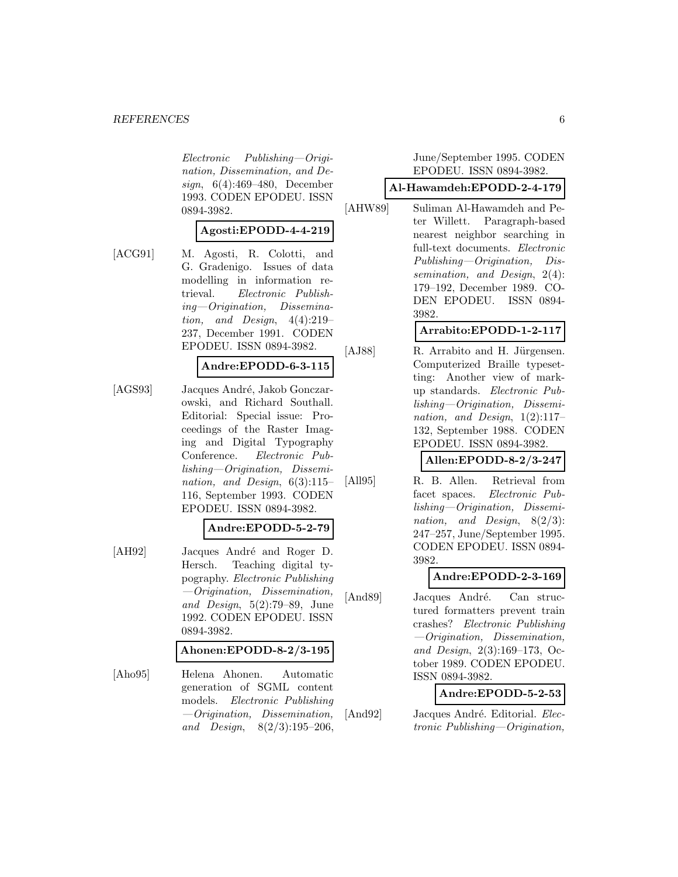*Electronic Publishing—Origination, Dissemination, and Design*, 6(4):469–480, December 1993. CODEN EPODEU. ISSN 0894-3982.

**Agosti:EPODD-4-4-219**

[ACG91] M. Agosti, R. Colotti, and G. Gradenigo. Issues of data modelling in information retrieval. *Electronic Publishing—Origination, Dissemination, and Design*, 4(4):219–237, December 1991. CODEN EPODEU. ISSN 0894-3982.

**Andre:EPODD-6-3-115**

[AGS93] Jacques André, Jakob Gonczarowski, and Richard Southall. Editorial: Special issue: Proceedings of the Raster Imaging and Digital Typography Conference. *Electronic Publishing—Origination, Dissemination, and Design*, 6(3):115–116, September 1993. CODEN EPODEU. ISSN 0894-3982.

**Andre:EPODD-5-2-79**

[AH92] Jacques André and Roger D. Hersch. Teaching digital typography. *Electronic Publishing—Origination, Dissemination, and Design*, 5(2):79–89, June 1992. CODEN EPODEU. ISSN 0894-3982.

**Ahonen:EPODD-8-2/3-195**

[Aho95] Helena Ahonen. Automatic generation of SGML content models. *Electronic Publishing—Origination, Dissemination, and Design*, 8(2/3):195–206, June/September 1995. CODEN EPODEU. ISSN 0894-3982.

**Al-Hawamdeh:EPODD-2-4-179**

[AHW89] Suliman Al-Hawamdeh and Peter Willett. Paragraph-based nearest neighbor searching in full-text documents. *Electronic Publishing—Origination, Dissemination, and Design*, 2(4):179–192, December 1989. CODEN EPODEU. ISSN 0894-3982.

**Arrabito:EPODD-1-2-117**

[AJ88] R. Arrabito and H. Jürgensen. Computerized Braille typesetting: Another view of markup standards. *Electronic Publishing—Origination, Dissemination, and Design*, 1(2):117–132, September 1988. CODEN EPODEU. ISSN 0894-3982.

**Allen:EPODD-8-2/3-247**

[All95] R. B. Allen. Retrieval from facet spaces. *Electronic Publishing—Origination, Dissemination, and Design*, 8(2/3):247–257, June/September 1995. CODEN EPODEU. ISSN 0894-3982.

**Andre:EPODD-2-3-169**

[And89] Jacques André. Can structured formatters prevent train crashes? *Electronic Publishing—Origination, Dissemination, and Design*, 2(3):169–173, October 1989. CODEN EPODEU. ISSN 0894-3982.

**Andre:EPODD-5-2-53**

[And92] Jacques André. Editorial. *Electronic Publishing—Origination,*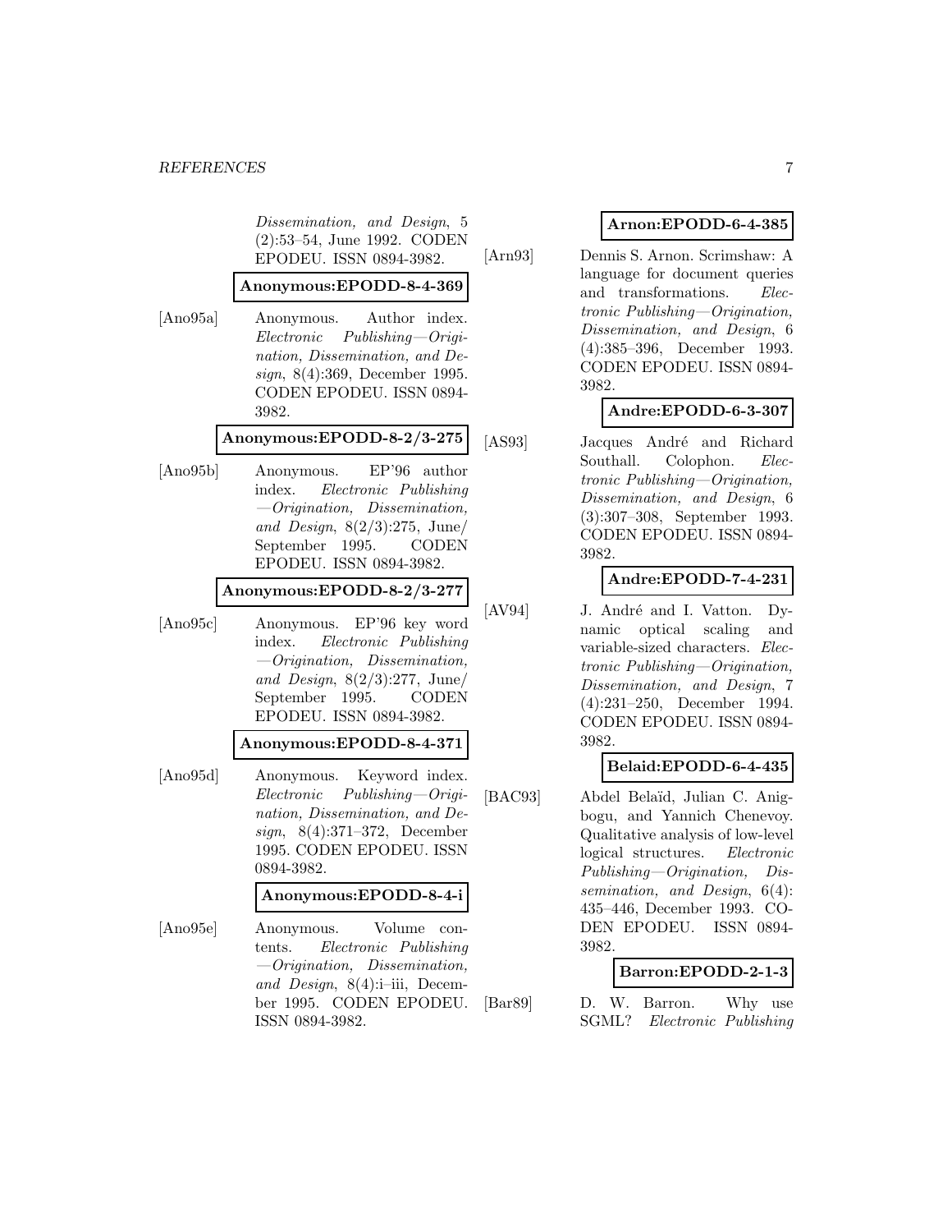*Dissemination, and Design*, 5 (2):53–54, June 1992. CODEN EPODEU. ISSN 0894-3982.

**Anonymous:EPODD-8-4-369**

[Ano95a] Anonymous. Author index. *Electronic Publishing—Origination, Dissemination, and Design*, 8(4):369, December 1995. CODEN EPODEU. ISSN 0894-3982.

**Anonymous:EPODD-8-2/3-275**

[Ano95b] Anonymous. EP'96 author index. *Electronic Publishing —Origination, Dissemination, and Design*, 8(2/3):275, June/ September 1995. CODEN EPODEU. ISSN 0894-3982.

**Anonymous:EPODD-8-2/3-277**

[Ano95c] Anonymous. EP'96 key word index. *Electronic Publishing —Origination, Dissemination, and Design*, 8(2/3):277, June/ September 1995. CODEN EPODEU. ISSN 0894-3982.

**Anonymous:EPODD-8-4-371**

[Ano95d] Anonymous. Keyword index. *Electronic Publishing—Origination, Dissemination, and Design*, 8(4):371–372, December 1995. CODEN EPODEU. ISSN 0894-3982.

**Anonymous:EPODD-8-4-i**

[Ano95e] Anonymous. Volume contents. *Electronic Publishing —Origination, Dissemination, and Design*, 8(4):i–iii, December 1995. CODEN EPODEU. ISSN 0894-3982.

**Arnon:EPODD-6-4-385**

[Arn93] Dennis S. Arnon. Scrimshaw: A language for document queries and transformations. *Electronic Publishing—Origination, Dissemination, and Design*, 6 (4):385–396, December 1993. CODEN EPODEU. ISSN 0894-3982.

**Andre:EPODD-6-3-307**

[AS93] Jacques André and Richard Southall. Colophon. *Electronic Publishing—Origination, Dissemination, and Design*, 6 (3):307–308, September 1993. CODEN EPODEU. ISSN 0894-3982.

**Andre:EPODD-7-4-231**

[AV94] J. André and I. Vatton. Dynamic optical scaling and variable-sized characters. *Electronic Publishing—Origination, Dissemination, and Design*, 7 (4):231–250, December 1994. CODEN EPODEU. ISSN 0894-3982.

**Belaid:EPODD-6-4-435**

[BAC93] Abdel Belaïd, Julian C. Anigbogu, and Yannich Chenevoy. Qualitative analysis of low-level logical structures. *Electronic Publishing—Origination, Dissemination, and Design*, 6(4): 435–446, December 1993. CODEN EPODEU. ISSN 0894-3982.

**Barron:EPODD-2-1-3**

[Bar89] D. W. Barron. Why use SGML? *Electronic Publishing*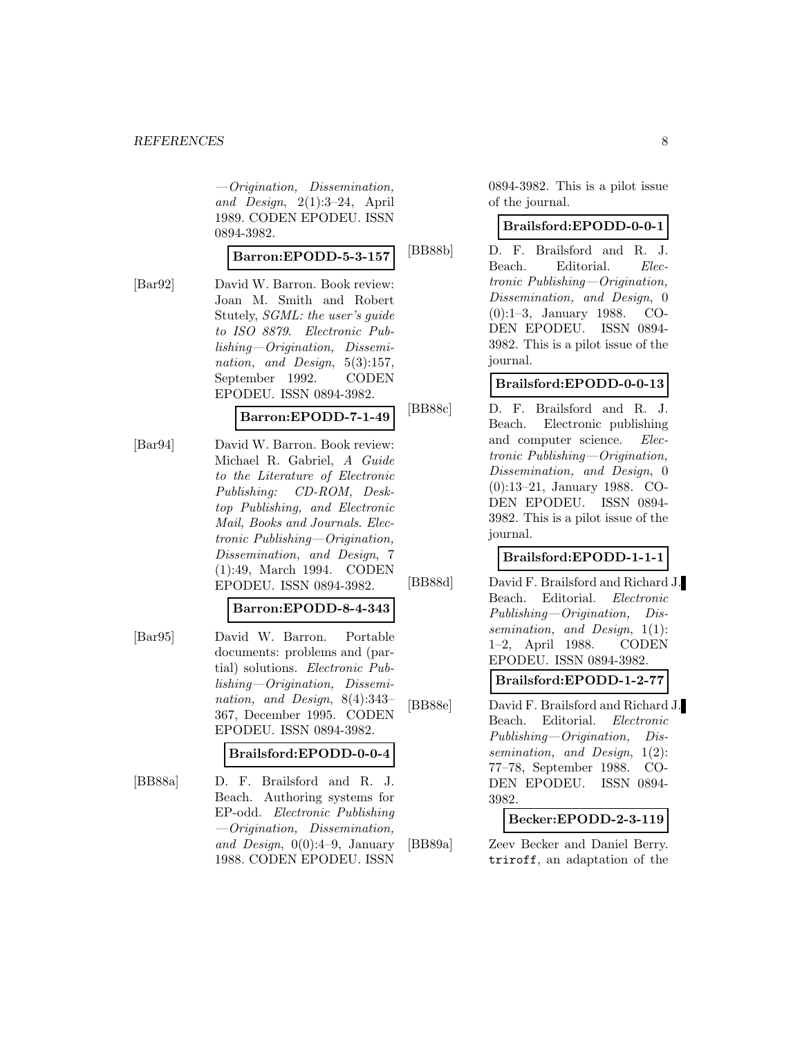—*Origination, Dissemination, and Design*, 2(1):3–24, April 1989. CODEN EPODEU. ISSN 0894-3982.

**Barron:EPODD-5-3-157**

[Bar92] David W. Barron. Book review: Joan M. Smith and Robert Stutely, *SGML: the user's guide to ISO 8879*. *Electronic Publishing—Origination, Dissemination, and Design*, 5(3):157, September 1992. CODEN EPODEU. ISSN 0894-3982.

**Barron:EPODD-7-1-49**

[Bar94] David W. Barron. Book review: Michael R. Gabriel, *A Guide to the Literature of Electronic Publishing: CD-ROM, Desktop Publishing, and Electronic Mail, Books and Journals*. *Electronic Publishing—Origination, Dissemination, and Design*, 7 (1):49, March 1994. CODEN EPODEU. ISSN 0894-3982.

**Barron:EPODD-8-4-343**

[Bar95] David W. Barron. Portable documents: problems and (partial) solutions. *Electronic Publishing—Origination, Dissemination, and Design*, 8(4):343–367, December 1995. CODEN EPODEU. ISSN 0894-3982.

**Brailsford:EPODD-0-0-4**

[BB88a] D. F. Brailsford and R. J. Beach. Authoring systems for EP-odd. *Electronic Publishing —Origination, Dissemination, and Design*, 0(0):4–9, January 1988. CODEN EPODEU. ISSN 0894-3982. This is a pilot issue of the journal.

**Brailsford:EPODD-0-0-1**

[BB88b] D. F. Brailsford and R. J. Beach. Editorial. *Electronic Publishing—Origination, Dissemination, and Design*, 0 (0):1–3, January 1988. CODEN EPODEU. ISSN 0894-3982. This is a pilot issue of the journal.

**Brailsford:EPODD-0-0-13**

[BB88c] D. F. Brailsford and R. J. Beach. Electronic publishing and computer science. *Electronic Publishing—Origination, Dissemination, and Design*, 0 (0):13–21, January 1988. CODEN EPODEU. ISSN 0894-3982. This is a pilot issue of the journal.

**Brailsford:EPODD-1-1-1**

[BB88d] David F. Brailsford and Richard J. Beach. Editorial. *Electronic Publishing—Origination, Dissemination, and Design*, 1(1): 1–2, April 1988. CODEN EPODEU. ISSN 0894-3982.

**Brailsford:EPODD-1-2-77**

[BB88e] David F. Brailsford and Richard J. Beach. Editorial. *Electronic Publishing—Origination, Dissemination, and Design*, 1(2): 77–78, September 1988. CODEN EPODEU. ISSN 0894-3982.

**Becker:EPODD-2-3-119**

[BB89a] Zeev Becker and Daniel Berry. `triroff`, an adaptation of the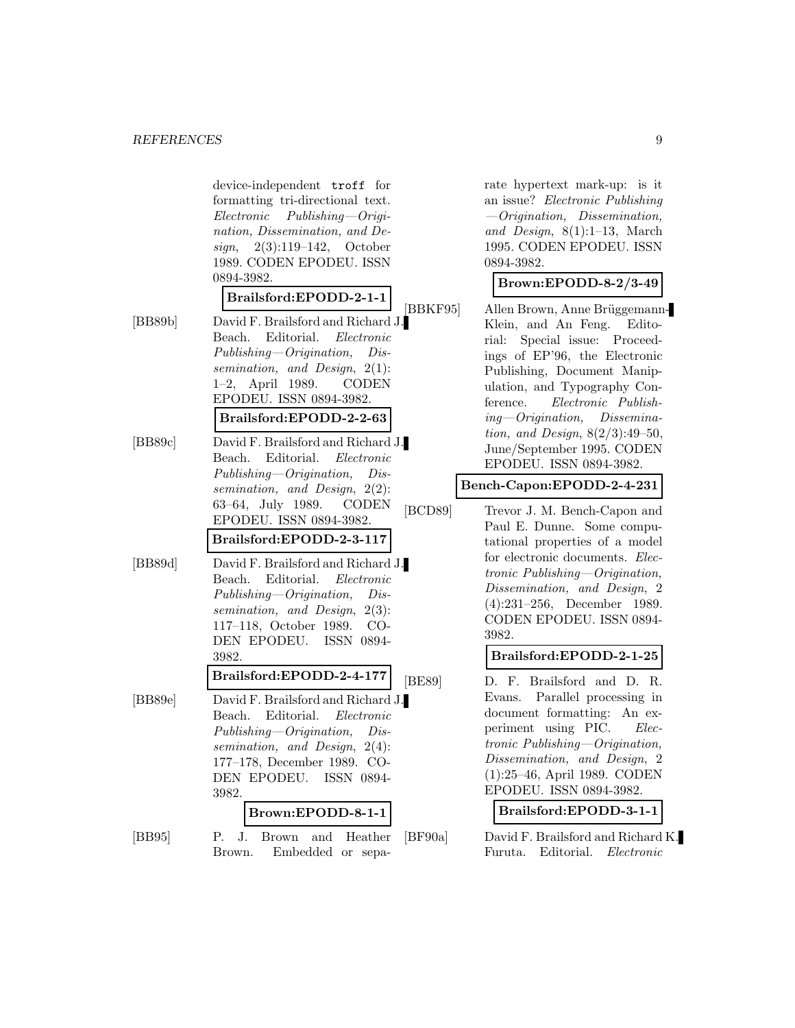device-independent troff for formatting tri-directional text. *Electronic Publishing—Origination, Dissemination, and Design*, 2(3):119–142, October 1989. CODEN EPODEU. ISSN 0894-3982.

**Brailsford:EPODD-2-1-1**

[BB89b] David F. Brailsford and Richard J. Beach. Editorial. *Electronic Publishing—Origination, Dissemination, and Design*, 2(1): 1–2, April 1989. CODEN EPODEU. ISSN 0894-3982.

**Brailsford:EPODD-2-2-63**

[BB89c] David F. Brailsford and Richard J. Beach. Editorial. *Electronic Publishing—Origination, Dissemination, and Design*, 2(2): 63–64, July 1989. CODEN EPODEU. ISSN 0894-3982.

**Brailsford:EPODD-2-3-117**

[BB89d] David F. Brailsford and Richard J. Beach. Editorial. *Electronic Publishing—Origination, Dissemination, and Design*, 2(3): 117–118, October 1989. CODEN EPODEU. ISSN 0894-3982.

**Brailsford:EPODD-2-4-177**

[BB89e] David F. Brailsford and Richard J. Beach. Editorial. *Electronic Publishing—Origination, Dissemination, and Design*, 2(4): 177–178, December 1989. CODEN EPODEU. ISSN 0894-3982.

**Brown:EPODD-8-1-1**

[BB95] P. J. Brown and Heather Brown. Embedded or separate hypertext mark-up: is it an issue? *Electronic Publishing —Origination, Dissemination, and Design*, 8(1):1–13, March 1995. CODEN EPODEU. ISSN 0894-3982.

**Brown:EPODD-8-2/3-49**

[BBKF95] Allen Brown, Anne Brüggemann-Klein, and An Feng. Editorial: Special issue: Proceedings of EP'96, the Electronic Publishing, Document Manipulation, and Typography Conference. *Electronic Publishing—Origination, Dissemination, and Design*, 8(2/3):49–50, June/September 1995. CODEN EPODEU. ISSN 0894-3982.

**Bench-Capon:EPODD-2-4-231**

[BCD89] Trevor J. M. Bench-Capon and Paul E. Dunne. Some computational properties of a model for electronic documents. *Electronic Publishing—Origination, Dissemination, and Design*, 2 (4):231–256, December 1989. CODEN EPODEU. ISSN 0894-3982.

**Brailsford:EPODD-2-1-25**

[BE89] D. F. Brailsford and D. R. Evans. Parallel processing in document formatting: An experiment using PIC. *Electronic Publishing—Origination, Dissemination, and Design*, 2 (1):25–46, April 1989. CODEN EPODEU. ISSN 0894-3982.

**Brailsford:EPODD-3-1-1**

[BF90a] David F. Brailsford and Richard K. Furuta. Editorial. *Electronic*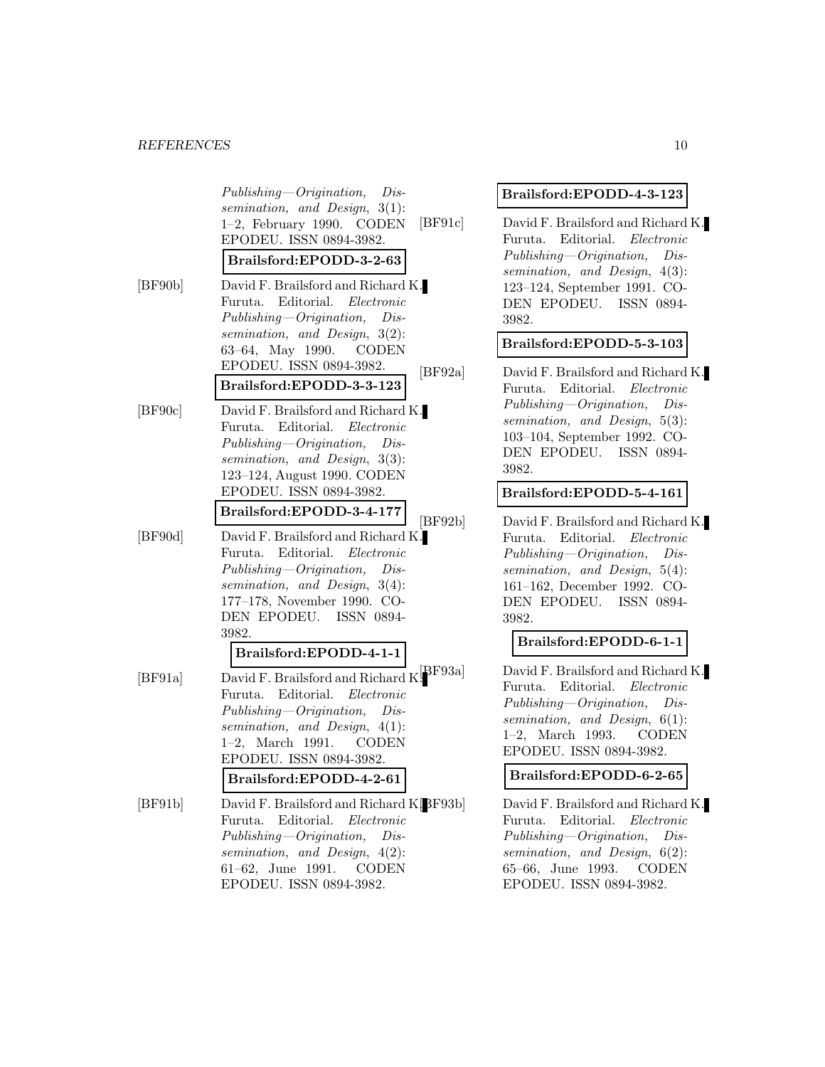Publishing—Origination, Dissemination, and Design*, 3(1): 1–2, February 1990. CODEN EPODEU. ISSN 0894-3982.

**Brailsford:EPODD-3-2-63**

[BF90b] David F. Brailsford and Richard K. Furuta. Editorial. *Electronic Publishing—Origination, Dissemination, and Design*, 3(2): 63–64, May 1990. CODEN EPODEU. ISSN 0894-3982.

**Brailsford:EPODD-3-3-123**

[BF90c] David F. Brailsford and Richard K. Furuta. Editorial. *Electronic Publishing—Origination, Dissemination, and Design*, 3(3): 123–124, August 1990. CODEN EPODEU. ISSN 0894-3982.

**Brailsford:EPODD-3-4-177**

[BF90d] David F. Brailsford and Richard K. Furuta. Editorial. *Electronic Publishing—Origination, Dissemination, and Design*, 3(4): 177–178, November 1990. CODEN EPODEU. ISSN 0894-3982.

**Brailsford:EPODD-4-1-1**

[BF91a] David F. Brailsford and Richard K. Furuta. Editorial. *Electronic Publishing—Origination, Dissemination, and Design*, 4(1): 1–2, March 1991. CODEN EPODEU. ISSN 0894-3982.

**Brailsford:EPODD-4-2-61**

[BF91b] David F. Brailsford and Richard K. Furuta. Editorial. *Electronic Publishing—Origination, Dissemination, and Design*, 4(2): 61–62, June 1991. CODEN EPODEU. ISSN 0894-3982.

**Brailsford:EPODD-4-3-123**

[BF91c] David F. Brailsford and Richard K. Furuta. Editorial. *Electronic Publishing—Origination, Dissemination, and Design*, 4(3): 123–124, September 1991. CODEN EPODEU. ISSN 0894-3982.

**Brailsford:EPODD-5-3-103**

[BF92a] David F. Brailsford and Richard K. Furuta. Editorial. *Electronic Publishing—Origination, Dissemination, and Design*, 5(3): 103–104, September 1992. CODEN EPODEU. ISSN 0894-3982.

**Brailsford:EPODD-5-4-161**

[BF92b] David F. Brailsford and Richard K. Furuta. Editorial. *Electronic Publishing—Origination, Dissemination, and Design*, 5(4): 161–162, December 1992. CODEN EPODEU. ISSN 0894-3982.

**Brailsford:EPODD-6-1-1**

[BF93a] David F. Brailsford and Richard K. Furuta. Editorial. *Electronic Publishing—Origination, Dissemination, and Design*, 6(1): 1–2, March 1993. CODEN EPODEU. ISSN 0894-3982.

**Brailsford:EPODD-6-2-65**

[BF93b] David F. Brailsford and Richard K. Furuta. Editorial. *Electronic Publishing—Origination, Dissemination, and Design*, 6(2): 65–66, June 1993. CODEN EPODEU. ISSN 0894-3982.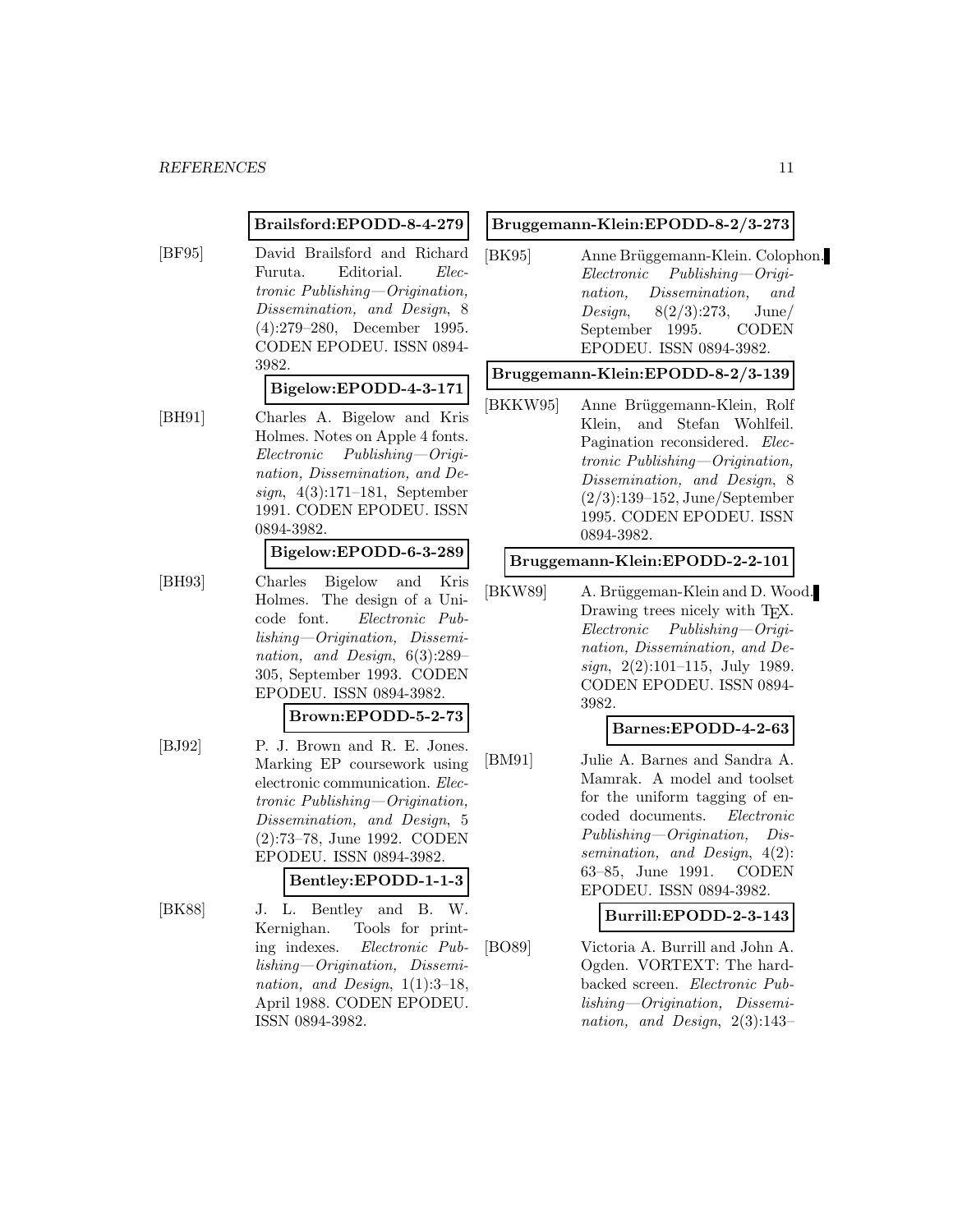**Brailsford:EPODD-8-4-279**

[BF95] David Brailsford and Richard Furuta. Editorial. *Electronic Publishing—Origination, Dissemination, and Design*, 8 (4):279–280, December 1995. CODEN EPODEU. ISSN 0894-3982.

**Bigelow:EPODD-4-3-171**

[BH91] Charles A. Bigelow and Kris Holmes. Notes on Apple 4 fonts. *Electronic Publishing—Origination, Dissemination, and Design*, 4(3):171–181, September 1991. CODEN EPODEU. ISSN 0894-3982.

**Bigelow:EPODD-6-3-289**

[BH93] Charles Bigelow and Kris Holmes. The design of a Unicode font. *Electronic Publishing—Origination, Dissemination, and Design*, 6(3):289–305, September 1993. CODEN EPODEU. ISSN 0894-3982.

**Brown:EPODD-5-2-73**

[BJ92] P. J. Brown and R. E. Jones. Marking EP coursework using electronic communication. *Electronic Publishing—Origination, Dissemination, and Design*, 5 (2):73–78, June 1992. CODEN EPODEU. ISSN 0894-3982.

**Bentley:EPODD-1-1-3**

[BK88] J. L. Bentley and B. W. Kernighan. Tools for printing indexes. *Electronic Publishing—Origination, Dissemination, and Design*, 1(1):3–18, April 1988. CODEN EPODEU. ISSN 0894-3982.

**Bruggemann-Klein:EPODD-8-2/3-273**

[BK95] Anne Brüggemann-Klein. Colophon. *Electronic Publishing—Origination, Dissemination, and Design*, 8(2/3):273, June/September 1995. CODEN EPODEU. ISSN 0894-3982.

**Bruggemann-Klein:EPODD-8-2/3-139**

[BKKW95] Anne Brüggemann-Klein, Rolf Klein, and Stefan Wohlfeil. Pagination reconsidered. *Electronic Publishing—Origination, Dissemination, and Design*, 8 (2/3):139–152, June/September 1995. CODEN EPODEU. ISSN 0894-3982.

**Bruggemann-Klein:EPODD-2-2-101**

[BKW89] A. Brüggeman-Klein and D. Wood. Drawing trees nicely with TEX. *Electronic Publishing—Origination, Dissemination, and Design*, 2(2):101–115, July 1989. CODEN EPODEU. ISSN 0894-3982.

**Barnes:EPODD-4-2-63**

[BM91] Julie A. Barnes and Sandra A. Mamrak. A model and toolset for the uniform tagging of encoded documents. *Electronic Publishing—Origination, Dissemination, and Design*, 4(2): 63–85, June 1991. CODEN EPODEU. ISSN 0894-3982.

**Burrill:EPODD-2-3-143**

[BO89] Victoria A. Burrill and John A. Ogden. VORTEXT: The hardbacked screen. *Electronic Publishing—Origination, Dissemination, and Design*, 2(3):143–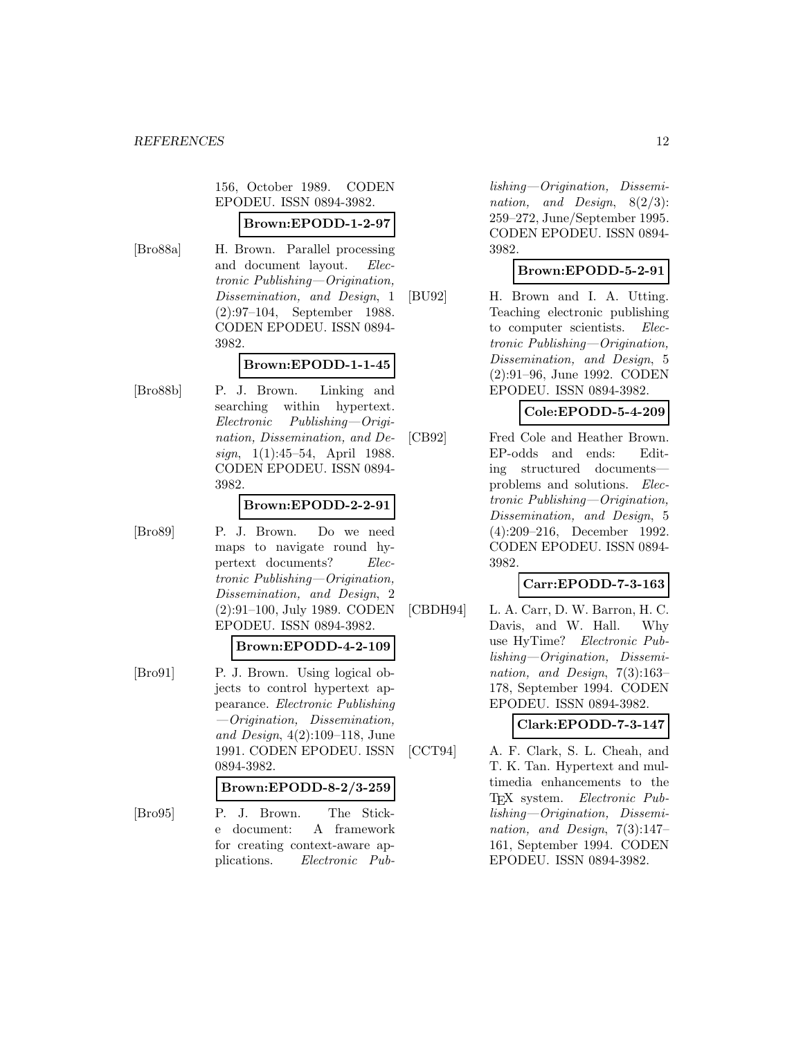156, October 1989. CODEN EPODEU. ISSN 0894-3982.

**Brown:EPODD-1-2-97**

[Bro88a] H. Brown. Parallel processing and document layout. *Electronic Publishing—Origination, Dissemination, and Design*, 1 (2):97–104, September 1988. CODEN EPODEU. ISSN 0894-3982.

**Brown:EPODD-1-1-45**

[Bro88b] P. J. Brown. Linking and searching within hypertext. *Electronic Publishing—Origination, Dissemination, and Design*, 1(1):45–54, April 1988. CODEN EPODEU. ISSN 0894-3982.

**Brown:EPODD-2-2-91**

[Bro89] P. J. Brown. Do we need maps to navigate round hypertext documents? *Electronic Publishing—Origination, Dissemination, and Design*, 2 (2):91–100, July 1989. CODEN EPODEU. ISSN 0894-3982.

**Brown:EPODD-4-2-109**

[Bro91] P. J. Brown. Using logical objects to control hypertext appearance. *Electronic Publishing —Origination, Dissemination, and Design*, 4(2):109–118, June 1991. CODEN EPODEU. ISSN 0894-3982.

**Brown:EPODD-8-2/3-259**

[Bro95] P. J. Brown. The Stick-e document: A framework for creating context-aware applications. *Electronic Publishing—Origination, Dissemination, and Design*, 8(2/3): 259–272, June/September 1995. CODEN EPODEU. ISSN 0894-3982.

**Brown:EPODD-5-2-91**

[BU92] H. Brown and I. A. Utting. Teaching electronic publishing to computer scientists. *Electronic Publishing—Origination, Dissemination, and Design*, 5 (2):91–96, June 1992. CODEN EPODEU. ISSN 0894-3982.

**Cole:EPODD-5-4-209**

[CB92] Fred Cole and Heather Brown. EP-odds and ends: Editing structured documents—problems and solutions. *Electronic Publishing—Origination, Dissemination, and Design*, 5 (4):209–216, December 1992. CODEN EPODEU. ISSN 0894-3982.

**Carr:EPODD-7-3-163**

[CBDH94] L. A. Carr, D. W. Barron, H. C. Davis, and W. Hall. Why use HyTime? *Electronic Publishing—Origination, Dissemination, and Design*, 7(3):163–178, September 1994. CODEN EPODEU. ISSN 0894-3982.

**Clark:EPODD-7-3-147**

[CCT94] A. F. Clark, S. L. Cheah, and T. K. Tan. Hypertext and multimedia enhancements to the TEX system. *Electronic Publishing—Origination, Dissemination, and Design*, 7(3):147–161, September 1994. CODEN EPODEU. ISSN 0894-3982.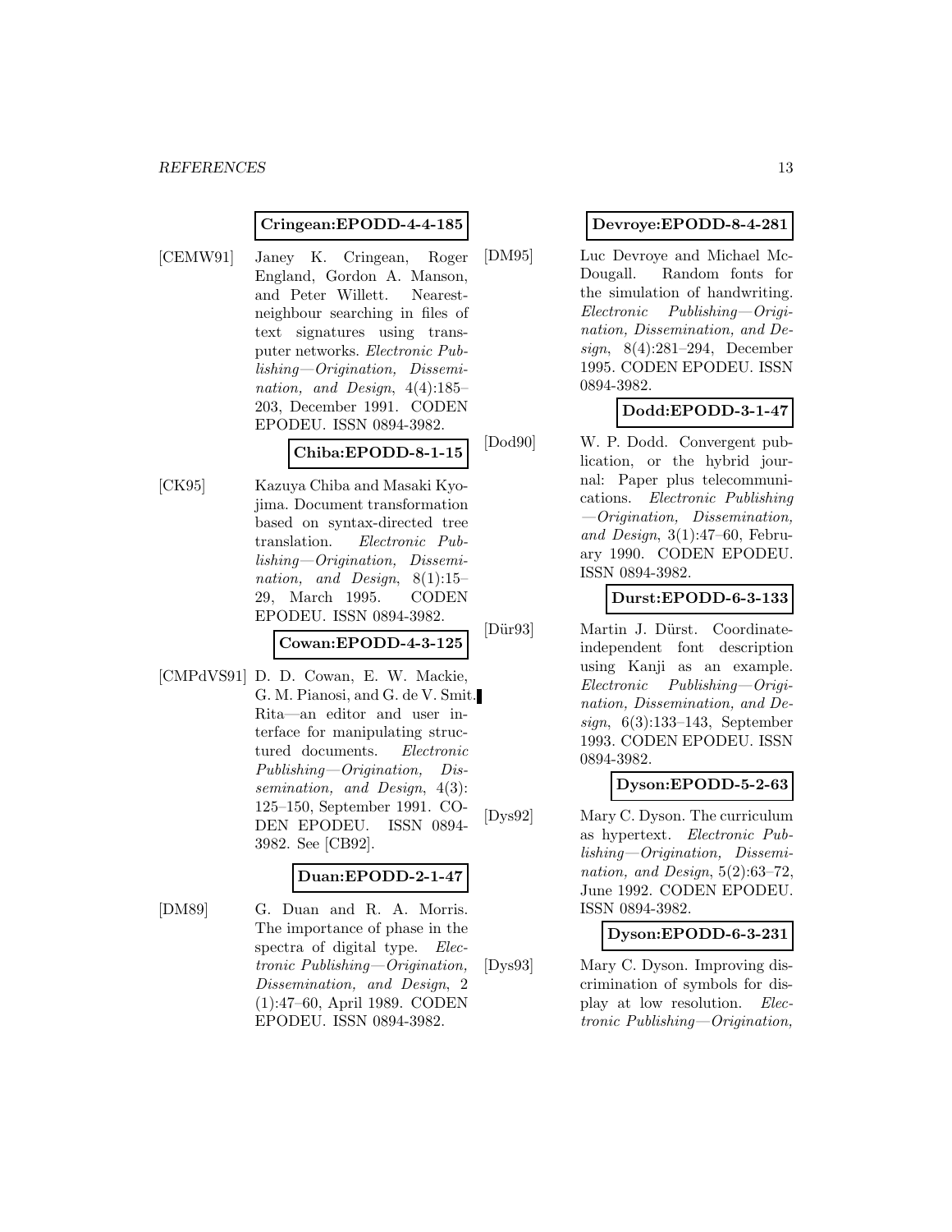**Cringean:EPODD-4-4-185**

[CEMW91] Janey K. Cringean, Roger England, Gordon A. Manson, and Peter Willett. Nearest-neighbour searching in files of text signatures using transputer networks. *Electronic Publishing—Origination, Dissemination, and Design*, 4(4):185–203, December 1991. CODEN EPODEU. ISSN 0894-3982.

**Chiba:EPODD-8-1-15**

[CK95] Kazuya Chiba and Masaki Kyojima. Document transformation based on syntax-directed tree translation. *Electronic Publishing—Origination, Dissemination, and Design*, 8(1):15–29, March 1995. CODEN EPODEU. ISSN 0894-3982.

**Cowan:EPODD-4-3-125**

[CMPdVS91] D. D. Cowan, E. W. Mackie, G. M. Pianosi, and G. de V. Smit. Rita—an editor and user interface for manipulating structured documents. *Electronic Publishing—Origination, Dissemination, and Design*, 4(3):125–150, September 1991. CODEN EPODEU. ISSN 0894-3982. See [CB92].

**Duan:EPODD-2-1-47**

[DM89] G. Duan and R. A. Morris. The importance of phase in the spectra of digital type. *Electronic Publishing—Origination, Dissemination, and Design*, 2 (1):47–60, April 1989. CODEN EPODEU. ISSN 0894-3982.

**Devroye:EPODD-8-4-281**

[DM95] Luc Devroye and Michael McDougall. Random fonts for the simulation of handwriting. *Electronic Publishing—Origination, Dissemination, and Design*, 8(4):281–294, December 1995. CODEN EPODEU. ISSN 0894-3982.

**Dodd:EPODD-3-1-47**

[Dod90] W. P. Dodd. Convergent publication, or the hybrid journal: Paper plus telecommunications. *Electronic Publishing —Origination, Dissemination, and Design*, 3(1):47–60, February 1990. CODEN EPODEU. ISSN 0894-3982.

**Durst:EPODD-6-3-133**

[Dür93] Martin J. Dürst. Coordinate-independent font description using Kanji as an example. *Electronic Publishing—Origination, Dissemination, and Design*, 6(3):133–143, September 1993. CODEN EPODEU. ISSN 0894-3982.

**Dyson:EPODD-5-2-63**

[Dys92] Mary C. Dyson. The curriculum as hypertext. *Electronic Publishing—Origination, Dissemination, and Design*, 5(2):63–72, June 1992. CODEN EPODEU. ISSN 0894-3982.

**Dyson:EPODD-6-3-231**

[Dys93] Mary C. Dyson. Improving discrimination of symbols for display at low resolution. *Electronic Publishing—Origination,*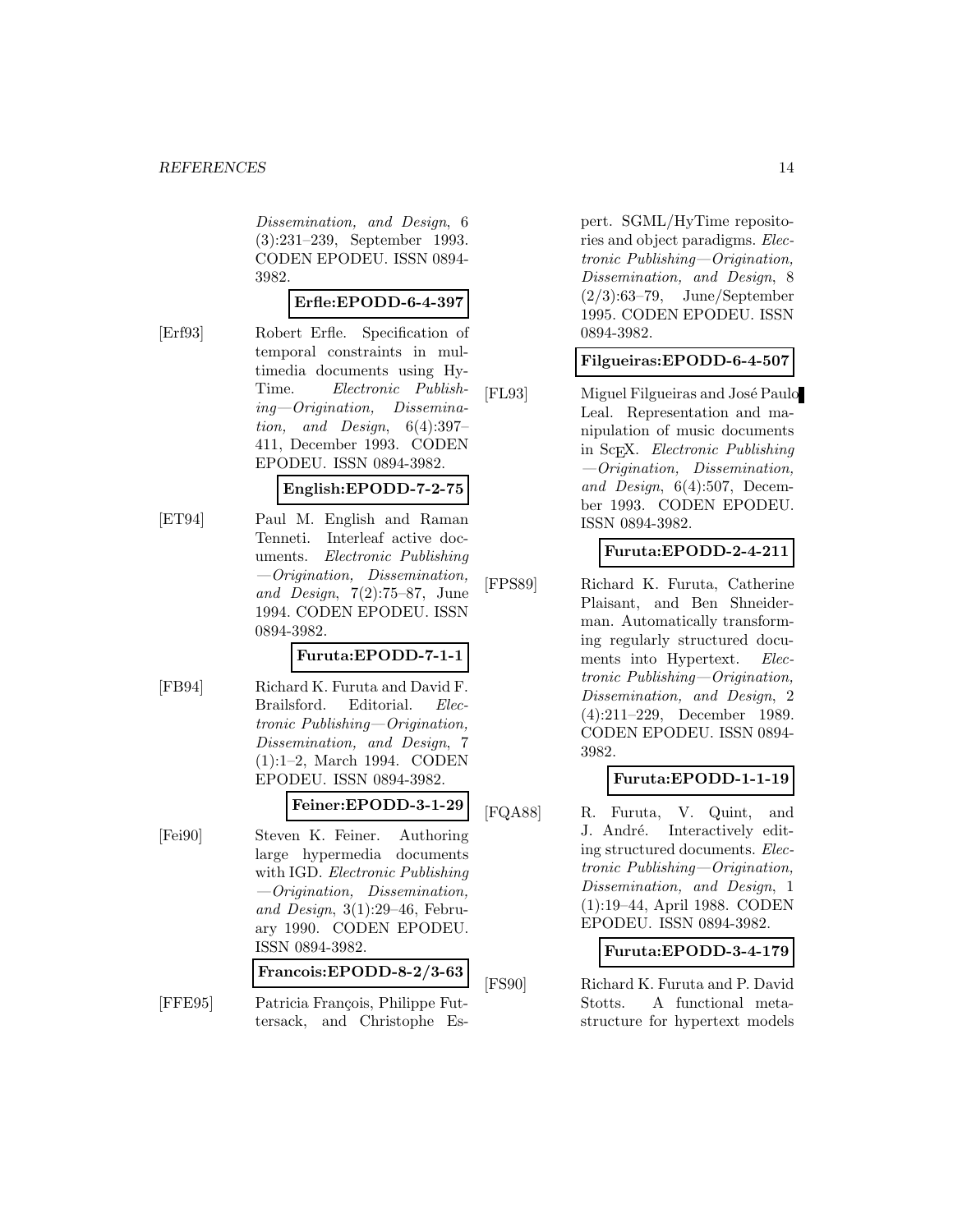*Dissemination, and Design*, 6 (3):231–239, September 1993. CODEN EPODEU. ISSN 0894-3982.

**Erfle:EPODD-6-4-397**

[Erf93] Robert Erfle. Specification of temporal constraints in multimedia documents using HyTime. *Electronic Publishing—Origination, Dissemination, and Design*, 6(4):397–411, December 1993. CODEN EPODEU. ISSN 0894-3982.

**English:EPODD-7-2-75**

[ET94] Paul M. English and Raman Tenneti. Interleaf active documents. *Electronic Publishing —Origination, Dissemination, and Design*, 7(2):75–87, June 1994. CODEN EPODEU. ISSN 0894-3982.

**Furuta:EPODD-7-1-1**

[FB94] Richard K. Furuta and David F. Brailsford. Editorial. *Electronic Publishing—Origination, Dissemination, and Design*, 7 (1):1–2, March 1994. CODEN EPODEU. ISSN 0894-3982.

**Feiner:EPODD-3-1-29**

[Fei90] Steven K. Feiner. Authoring large hypermedia documents with IGD. *Electronic Publishing —Origination, Dissemination, and Design*, 3(1):29–46, February 1990. CODEN EPODEU. ISSN 0894-3982.

**Francois:EPODD-8-2/3-63**

[FFE95] Patricia François, Philippe Futtersack, and Christophe Espert. SGML/HyTime repositories and object paradigms. *Electronic Publishing—Origination, Dissemination, and Design*, 8 (2/3):63–79, June/September 1995. CODEN EPODEU. ISSN 0894-3982.

**Filgueiras:EPODD-6-4-507**

[FL93] Miguel Filgueiras and José Paulo Leal. Representation and manipulation of music documents in ScEX. *Electronic Publishing —Origination, Dissemination, and Design*, 6(4):507, December 1993. CODEN EPODEU. ISSN 0894-3982.

**Furuta:EPODD-2-4-211**

[FPS89] Richard K. Furuta, Catherine Plaisant, and Ben Shneiderman. Automatically transforming regularly structured documents into Hypertext. *Electronic Publishing—Origination, Dissemination, and Design*, 2 (4):211–229, December 1989. CODEN EPODEU. ISSN 0894-3982.

**Furuta:EPODD-1-1-19**

[FQA88] R. Furuta, V. Quint, and J. André. Interactively editing structured documents. *Electronic Publishing—Origination, Dissemination, and Design*, 1 (1):19–44, April 1988. CODEN EPODEU. ISSN 0894-3982.

**Furuta:EPODD-3-4-179**

[FS90] Richard K. Furuta and P. David Stotts. A functional metastructure for hypertext models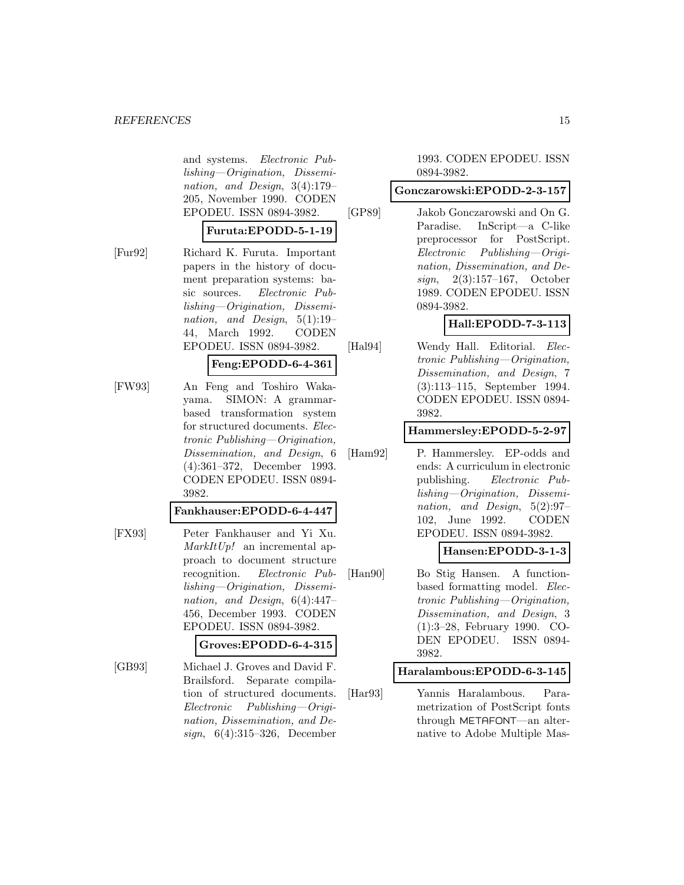and systems. *Electronic Publishing—Origination, Dissemination, and Design*, 3(4):179–205, November 1990. CODEN EPODEU. ISSN 0894-3982.

**Furuta:EPODD-5-1-19**

[Fur92] Richard K. Furuta. Important papers in the history of document preparation systems: basic sources. *Electronic Publishing—Origination, Dissemination, and Design*, 5(1):19–44, March 1992. CODEN EPODEU. ISSN 0894-3982.

**Feng:EPODD-6-4-361**

[FW93] An Feng and Toshiro Wakayama. SIMON: A grammar-based transformation system for structured documents. *Electronic Publishing—Origination, Dissemination, and Design*, 6 (4):361–372, December 1993. CODEN EPODEU. ISSN 0894-3982.

**Fankhauser:EPODD-6-4-447**

[FX93] Peter Fankhauser and Yi Xu. *MarkItUp!* an incremental approach to document structure recognition. *Electronic Publishing—Origination, Dissemination, and Design*, 6(4):447–456, December 1993. CODEN EPODEU. ISSN 0894-3982.

**Groves:EPODD-6-4-315**

[GB93] Michael J. Groves and David F. Brailsford. Separate compilation of structured documents. *Electronic Publishing—Origination, Dissemination, and Design*, 6(4):315–326, December 1993. CODEN EPODEU. ISSN 0894-3982.

**Gonczarowski:EPODD-2-3-157**

[GP89] Jakob Gonczarowski and On G. Paradise. InScript—a C-like preprocessor for PostScript. *Electronic Publishing—Origination, Dissemination, and Design*, 2(3):157–167, October 1989. CODEN EPODEU. ISSN 0894-3982.

**Hall:EPODD-7-3-113**

[Hal94] Wendy Hall. Editorial. *Electronic Publishing—Origination, Dissemination, and Design*, 7 (3):113–115, September 1994. CODEN EPODEU. ISSN 0894-3982.

**Hammersley:EPODD-5-2-97**

[Ham92] P. Hammersley. EP-odds and ends: A curriculum in electronic publishing. *Electronic Publishing—Origination, Dissemination, and Design*, 5(2):97–102, June 1992. CODEN EPODEU. ISSN 0894-3982.

**Hansen:EPODD-3-1-3**

[Han90] Bo Stig Hansen. A function-based formatting model. *Electronic Publishing—Origination, Dissemination, and Design*, 3 (1):3–28, February 1990. CODEN EPODEU. ISSN 0894-3982.

**Haralambous:EPODD-6-3-145**

[Har93] Yannis Haralambous. Parametrization of PostScript fonts through METAFONT—an alternative to Adobe Multiple Mas-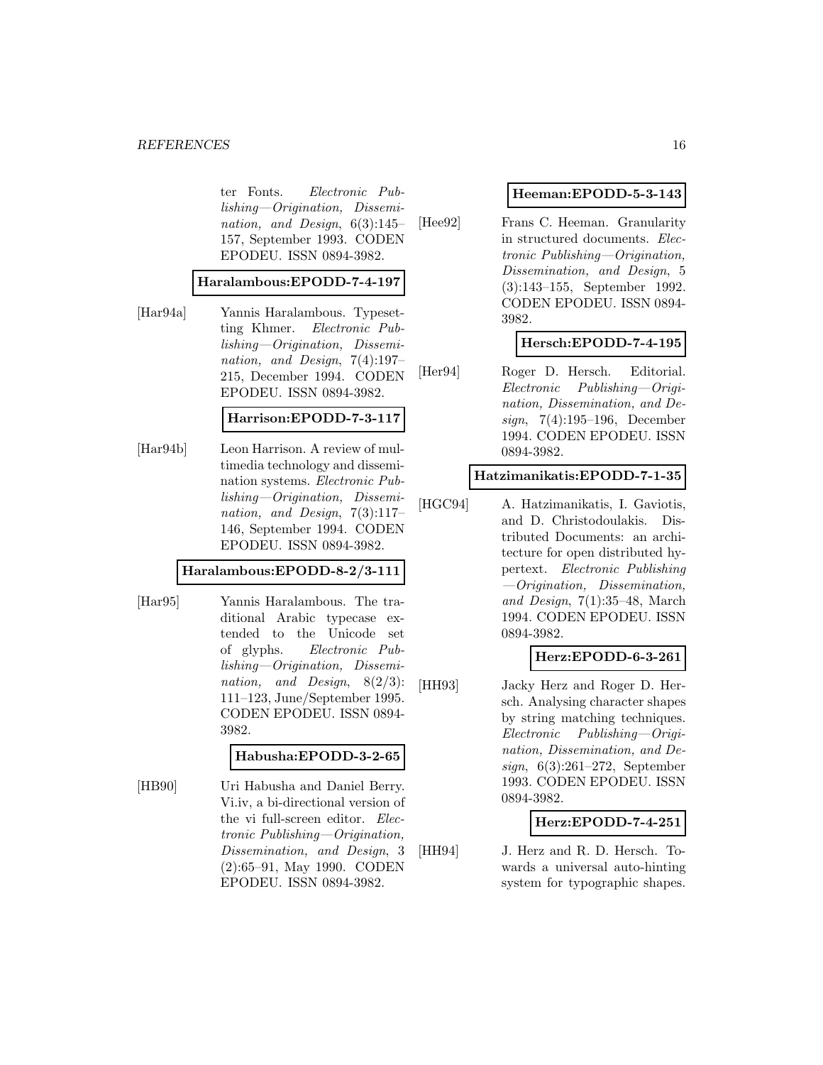ter Fonts. *Electronic Publishing—Origination, Dissemination, and Design*, 6(3):145–157, September 1993. CODEN EPODEU. ISSN 0894-3982.

**Haralambous:EPODD-7-4-197**

[Har94a] Yannis Haralambous. Typesetting Khmer. *Electronic Publishing—Origination, Dissemination, and Design*, 7(4):197–215, December 1994. CODEN EPODEU. ISSN 0894-3982.

**Harrison:EPODD-7-3-117**

[Har94b] Leon Harrison. A review of multimedia technology and dissemination systems. *Electronic Publishing—Origination, Dissemination, and Design*, 7(3):117–146, September 1994. CODEN EPODEU. ISSN 0894-3982.

**Haralambous:EPODD-8-2/3-111**

[Har95] Yannis Haralambous. The traditional Arabic typecase extended to the Unicode set of glyphs. *Electronic Publishing—Origination, Dissemination, and Design*, 8(2/3):111–123, June/September 1995. CODEN EPODEU. ISSN 0894-3982.

**Habusha:EPODD-3-2-65**

[HB90] Uri Habusha and Daniel Berry. Vi.iv, a bi-directional version of the vi full-screen editor. *Electronic Publishing—Origination, Dissemination, and Design*, 3(2):65–91, May 1990. CODEN EPODEU. ISSN 0894-3982.

**Heeman:EPODD-5-3-143**

[Hee92] Frans C. Heeman. Granularity in structured documents. *Electronic Publishing—Origination, Dissemination, and Design*, 5(3):143–155, September 1992. CODEN EPODEU. ISSN 0894-3982.

**Hersch:EPODD-7-4-195**

[Her94] Roger D. Hersch. Editorial. *Electronic Publishing—Origination, Dissemination, and Design*, 7(4):195–196, December 1994. CODEN EPODEU. ISSN 0894-3982.

**Hatzimanikatis:EPODD-7-1-35**

[HGC94] A. Hatzimanikatis, I. Gaviotis, and D. Christodoulakis. Distributed Documents: an architecture for open distributed hypertext. *Electronic Publishing —Origination, Dissemination, and Design*, 7(1):35–48, March 1994. CODEN EPODEU. ISSN 0894-3982.

**Herz:EPODD-6-3-261**

[HH93] Jacky Herz and Roger D. Hersch. Analysing character shapes by string matching techniques. *Electronic Publishing—Origination, Dissemination, and Design*, 6(3):261–272, September 1993. CODEN EPODEU. ISSN 0894-3982.

**Herz:EPODD-7-4-251**

[HH94] J. Herz and R. D. Hersch. Towards a universal auto-hinting system for typographic shapes.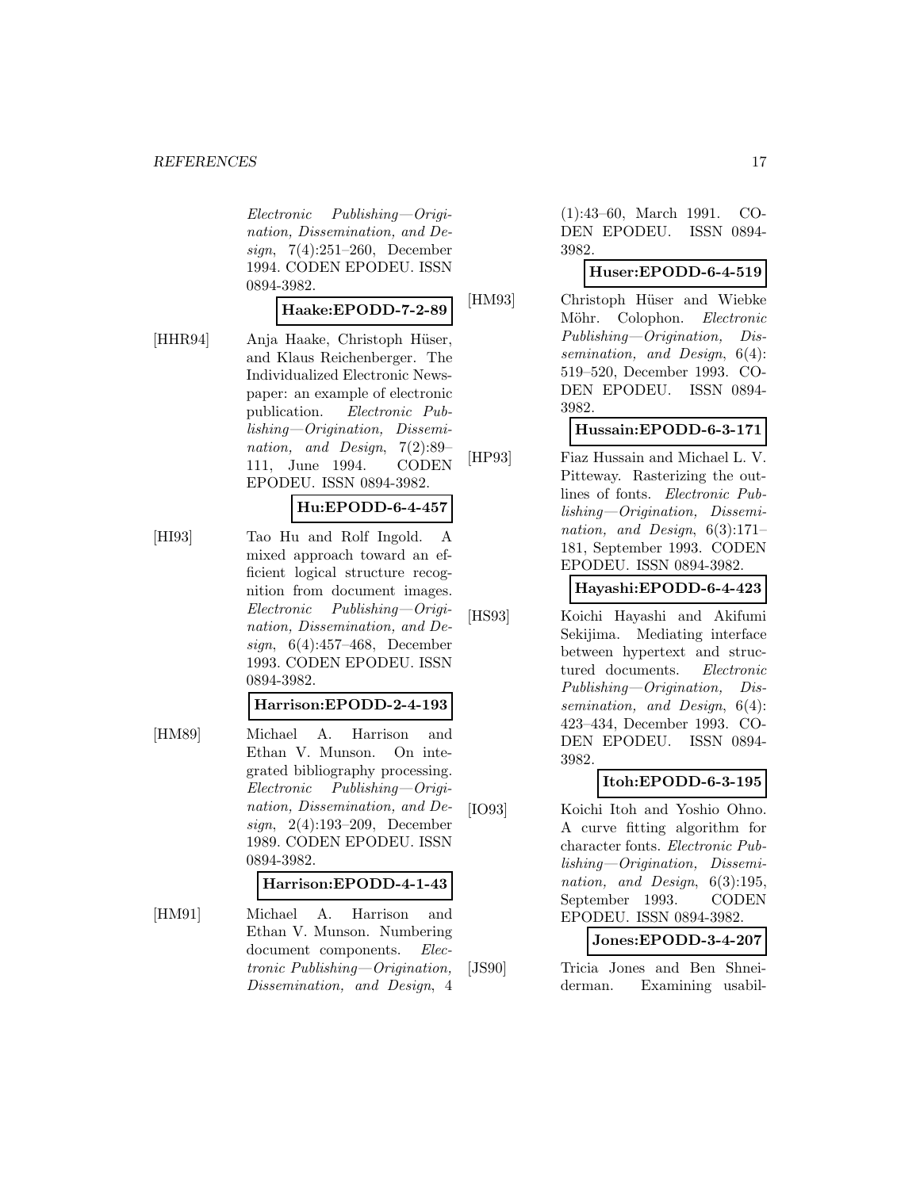*Electronic Publishing—Origination, Dissemination, and Design*, 7(4):251–260, December 1994. CODEN EPODEU. ISSN 0894-3982.

**Haake:EPODD-7-2-89**

[HHR94] Anja Haake, Christoph Hüser, and Klaus Reichenberger. The Individualized Electronic Newspaper: an example of electronic publication. *Electronic Publishing—Origination, Dissemination, and Design*, 7(2):89–111, June 1994. CODEN EPODEU. ISSN 0894-3982.

**Hu:EPODD-6-4-457**

[HI93] Tao Hu and Rolf Ingold. A mixed approach toward an efficient logical structure recognition from document images. *Electronic Publishing—Origination, Dissemination, and Design*, 6(4):457–468, December 1993. CODEN EPODEU. ISSN 0894-3982.

**Harrison:EPODD-2-4-193**

[HM89] Michael A. Harrison and Ethan V. Munson. On integrated bibliography processing. *Electronic Publishing—Origination, Dissemination, and Design*, 2(4):193–209, December 1989. CODEN EPODEU. ISSN 0894-3982.

**Harrison:EPODD-4-1-43**

[HM91] Michael A. Harrison and Ethan V. Munson. Numbering document components. *Electronic Publishing—Origination, Dissemination, and Design*, 4 (1):43–60, March 1991. CODEN EPODEU. ISSN 0894-3982.

**Huser:EPODD-6-4-519**

[HM93] Christoph Hüser and Wiebke Möhr. Colophon. *Electronic Publishing—Origination, Dissemination, and Design*, 6(4): 519–520, December 1993. CODEN EPODEU. ISSN 0894-3982.

**Hussain:EPODD-6-3-171**

[HP93] Fiaz Hussain and Michael L. V. Pitteway. Rasterizing the outlines of fonts. *Electronic Publishing—Origination, Dissemination, and Design*, 6(3):171–181, September 1993. CODEN EPODEU. ISSN 0894-3982.

**Hayashi:EPODD-6-4-423**

[HS93] Koichi Hayashi and Akifumi Sekijima. Mediating interface between hypertext and structured documents. *Electronic Publishing—Origination, Dissemination, and Design*, 6(4): 423–434, December 1993. CODEN EPODEU. ISSN 0894-3982.

**Itoh:EPODD-6-3-195**

[IO93] Koichi Itoh and Yoshio Ohno. A curve fitting algorithm for character fonts. *Electronic Publishing—Origination, Dissemination, and Design*, 6(3):195, September 1993. CODEN EPODEU. ISSN 0894-3982.

**Jones:EPODD-3-4-207**

[JS90] Tricia Jones and Ben Shneiderman. Examining usabil-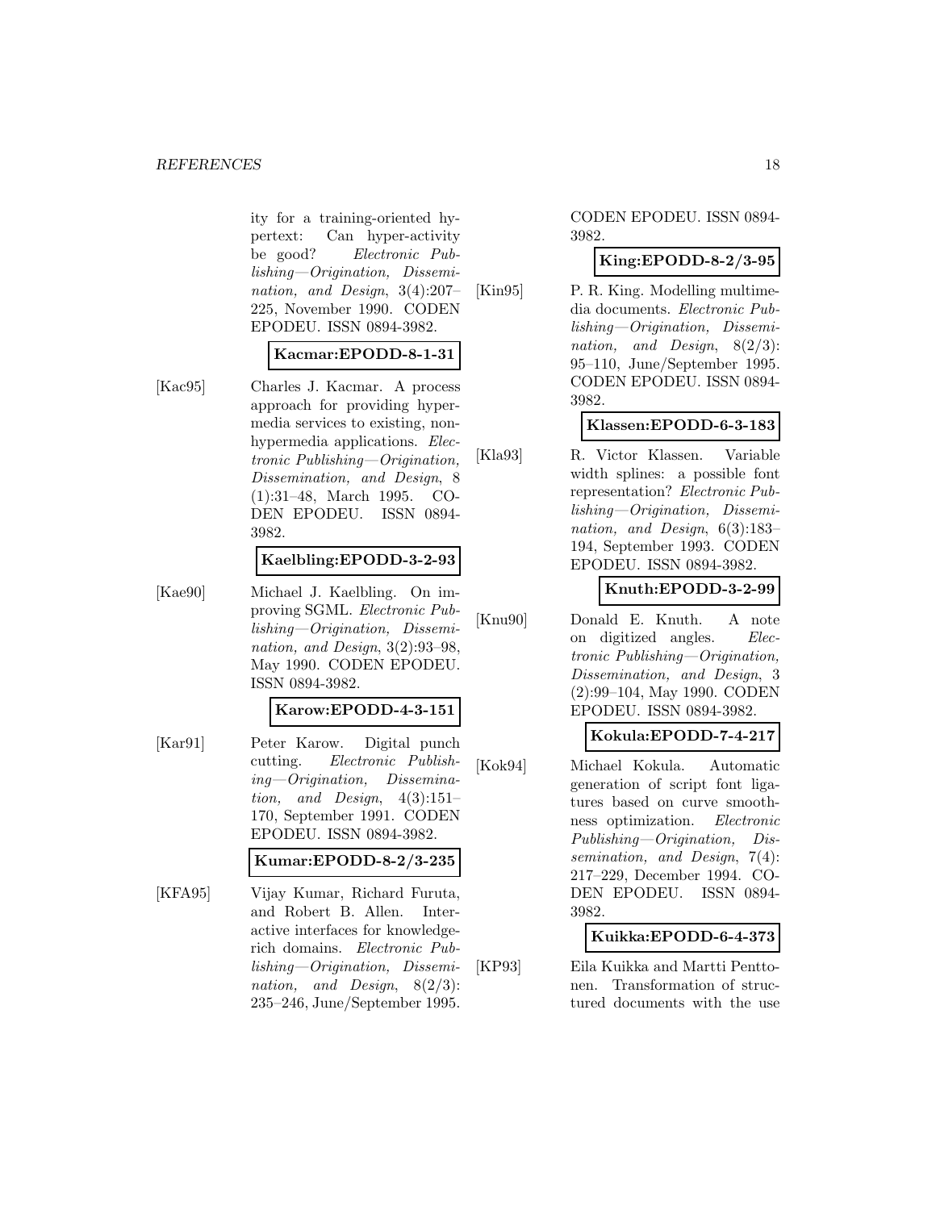ity for a training-oriented hypertext: Can hyper-activity be good? *Electronic Publishing—Origination, Dissemination, and Design*, 3(4):207–225, November 1990. CODEN EPODEU. ISSN 0894-3982.

**Kacmar:EPODD-8-1-31**

[Kac95] Charles J. Kacmar. A process approach for providing hypermedia services to existing, nonhypermedia applications. *Electronic Publishing—Origination, Dissemination, and Design*, 8(1):31–48, March 1995. CODEN EPODEU. ISSN 0894-3982.

**Kaelbling:EPODD-3-2-93**

[Kae90] Michael J. Kaelbling. On improving SGML. *Electronic Publishing—Origination, Dissemination, and Design*, 3(2):93–98, May 1990. CODEN EPODEU. ISSN 0894-3982.

**Karow:EPODD-4-3-151**

[Kar91] Peter Karow. Digital punch cutting. *Electronic Publishing—Origination, Dissemination, and Design*, 4(3):151–170, September 1991. CODEN EPODEU. ISSN 0894-3982.

**Kumar:EPODD-8-2/3-235**

[KFA95] Vijay Kumar, Richard Furuta, and Robert B. Allen. Interactive interfaces for knowledge-rich domains. *Electronic Publishing—Origination, Dissemination, and Design*, 8(2/3):235–246, June/September 1995. CODEN EPODEU. ISSN 0894-3982.

**King:EPODD-8-2/3-95**

[Kin95] P. R. King. Modelling multimedia documents. *Electronic Publishing—Origination, Dissemination, and Design*, 8(2/3):95–110, June/September 1995. CODEN EPODEU. ISSN 0894-3982.

**Klassen:EPODD-6-3-183**

[Kla93] R. Victor Klassen. Variable width splines: a possible font representation? *Electronic Publishing—Origination, Dissemination, and Design*, 6(3):183–194, September 1993. CODEN EPODEU. ISSN 0894-3982.

**Knuth:EPODD-3-2-99**

[Knu90] Donald E. Knuth. A note on digitized angles. *Electronic Publishing—Origination, Dissemination, and Design*, 3(2):99–104, May 1990. CODEN EPODEU. ISSN 0894-3982.

**Kokula:EPODD-7-4-217**

[Kok94] Michael Kokula. Automatic generation of script font ligatures based on curve smoothness optimization. *Electronic Publishing—Origination, Dissemination, and Design*, 7(4):217–229, December 1994. CODEN EPODEU. ISSN 0894-3982.

**Kuikka:EPODD-6-4-373**

[KP93] Eila Kuikka and Martti Penttonen. Transformation of structured documents with the use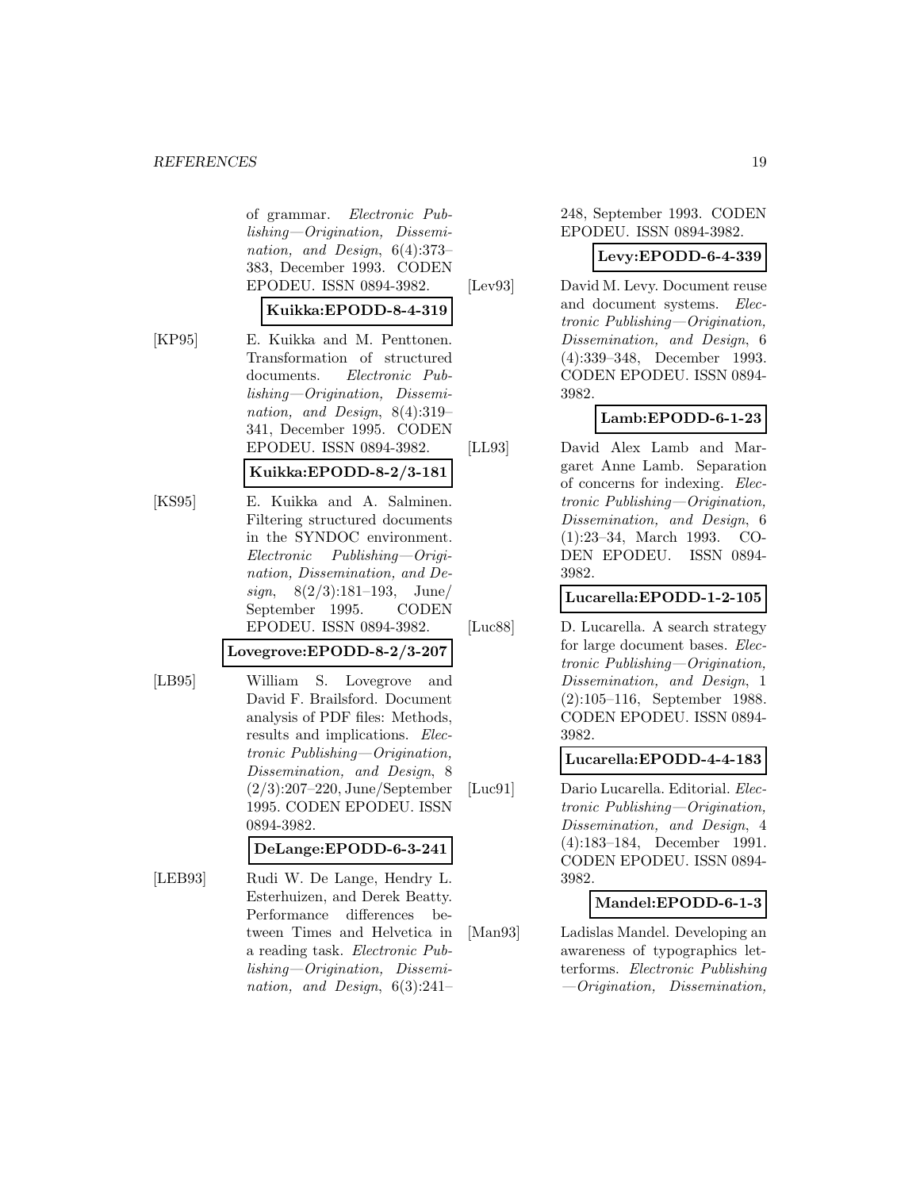of grammar. *Electronic Publishing—Origination, Dissemination, and Design*, 6(4):373–383, December 1993. CODEN EPODEU. ISSN 0894-3982.

**Kuikka:EPODD-8-4-319**

[KP95] E. Kuikka and M. Penttonen. Transformation of structured documents. *Electronic Publishing—Origination, Dissemination, and Design*, 8(4):319–341, December 1995. CODEN EPODEU. ISSN 0894-3982.

**Kuikka:EPODD-8-2/3-181**

[KS95] E. Kuikka and A. Salminen. Filtering structured documents in the SYNDOC environment. *Electronic Publishing—Origination, Dissemination, and Design*, 8(2/3):181–193, June/September 1995. CODEN EPODEU. ISSN 0894-3982.

**Lovegrove:EPODD-8-2/3-207**

[LB95] William S. Lovegrove and David F. Brailsford. Document analysis of PDF files: Methods, results and implications. *Electronic Publishing—Origination, Dissemination, and Design*, 8 (2/3):207–220, June/September 1995. CODEN EPODEU. ISSN 0894-3982.

**DeLange:EPODD-6-3-241**

[LEB93] Rudi W. De Lange, Hendry L. Esterhuizen, and Derek Beatty. Performance differences between Times and Helvetica in a reading task. *Electronic Publishing—Origination, Dissemination, and Design*, 6(3):241–248, September 1993. CODEN EPODEU. ISSN 0894-3982.

**Levy:EPODD-6-4-339**

[Lev93] David M. Levy. Document reuse and document systems. *Electronic Publishing—Origination, Dissemination, and Design*, 6 (4):339–348, December 1993. CODEN EPODEU. ISSN 0894-3982.

**Lamb:EPODD-6-1-23**

[LL93] David Alex Lamb and Margaret Anne Lamb. Separation of concerns for indexing. *Electronic Publishing—Origination, Dissemination, and Design*, 6 (1):23–34, March 1993. CODEN EPODEU. ISSN 0894-3982.

**Lucarella:EPODD-1-2-105**

[Luc88] D. Lucarella. A search strategy for large document bases. *Electronic Publishing—Origination, Dissemination, and Design*, 1 (2):105–116, September 1988. CODEN EPODEU. ISSN 0894-3982.

**Lucarella:EPODD-4-4-183**

[Luc91] Dario Lucarella. Editorial. *Electronic Publishing—Origination, Dissemination, and Design*, 4 (4):183–184, December 1991. CODEN EPODEU. ISSN 0894-3982.

**Mandel:EPODD-6-1-3**

[Man93] Ladislas Mandel. Developing an awareness of typographics letterforms. *Electronic Publishing —Origination, Dissemination,*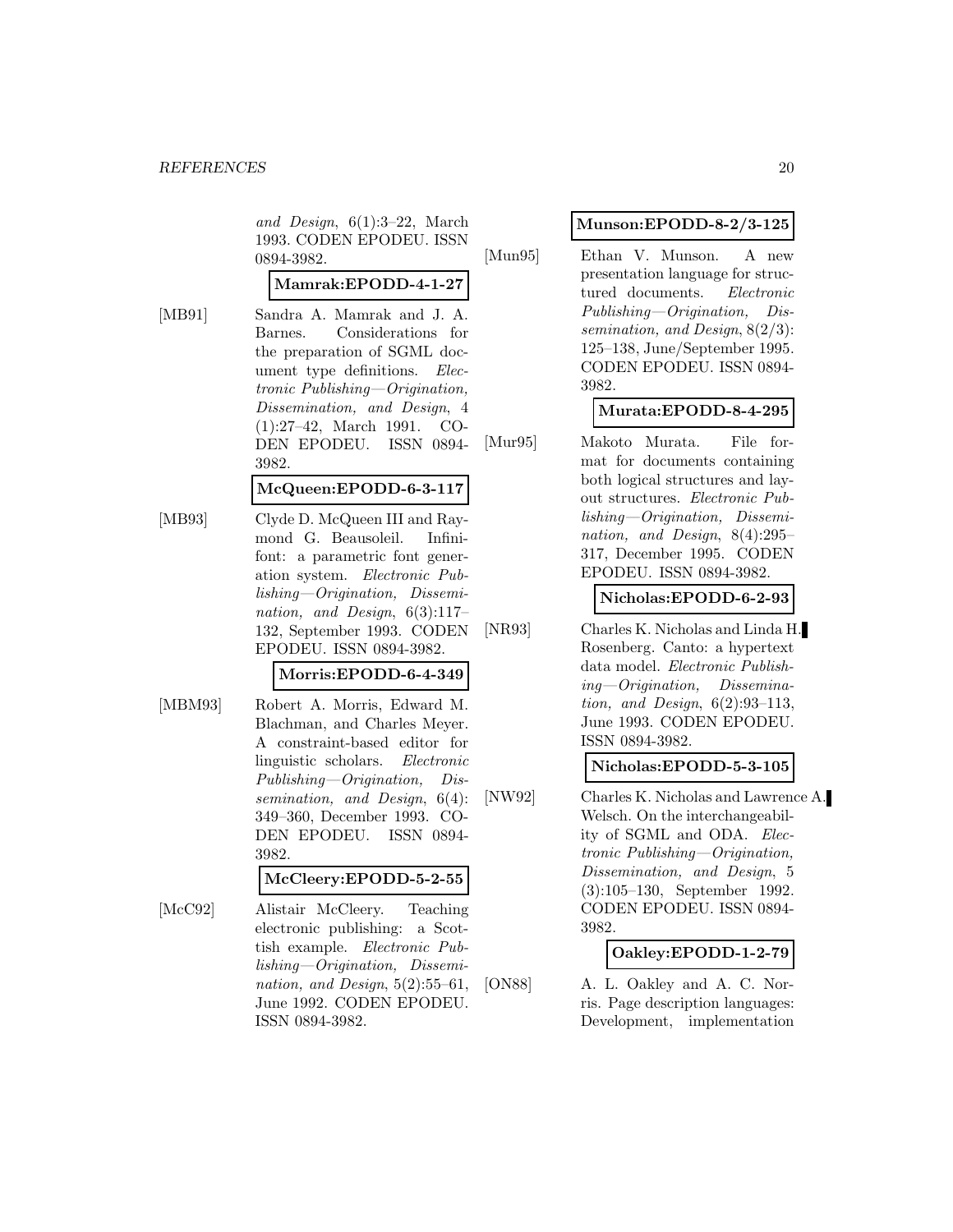*and Design*, 6(1):3–22, March 1993. CODEN EPODEU. ISSN 0894-3982.

**Mamrak:EPODD-4-1-27**

[MB91] Sandra A. Mamrak and J. A. Barnes. Considerations for the preparation of SGML document type definitions. *Electronic Publishing—Origination, Dissemination, and Design*, 4 (1):27–42, March 1991. CODEN EPODEU. ISSN 0894-3982.

**McQueen:EPODD-6-3-117**

[MB93] Clyde D. McQueen III and Raymond G. Beausoleil. Infinifont: a parametric font generation system. *Electronic Publishing—Origination, Dissemination, and Design*, 6(3):117–132, September 1993. CODEN EPODEU. ISSN 0894-3982.

**Morris:EPODD-6-4-349**

[MBM93] Robert A. Morris, Edward M. Blachman, and Charles Meyer. A constraint-based editor for linguistic scholars. *Electronic Publishing—Origination, Dissemination, and Design*, 6(4): 349–360, December 1993. CODEN EPODEU. ISSN 0894-3982.

**McCleery:EPODD-5-2-55**

[McC92] Alistair McCleery. Teaching electronic publishing: a Scottish example. *Electronic Publishing—Origination, Dissemination, and Design*, 5(2):55–61, June 1992. CODEN EPODEU. ISSN 0894-3982.

**Munson:EPODD-8-2/3-125**

[Mun95] Ethan V. Munson. A new presentation language for structured documents. *Electronic Publishing—Origination, Dissemination, and Design*, 8(2/3): 125–138, June/September 1995. CODEN EPODEU. ISSN 0894-3982.

**Murata:EPODD-8-4-295**

[Mur95] Makoto Murata. File format for documents containing both logical structures and layout structures. *Electronic Publishing—Origination, Dissemination, and Design*, 8(4):295–317, December 1995. CODEN EPODEU. ISSN 0894-3982.

**Nicholas:EPODD-6-2-93**

[NR93] Charles K. Nicholas and Linda H. Rosenberg. Canto: a hypertext data model. *Electronic Publishing—Origination, Dissemination, and Design*, 6(2):93–113, June 1993. CODEN EPODEU. ISSN 0894-3982.

**Nicholas:EPODD-5-3-105**

[NW92] Charles K. Nicholas and Lawrence A. Welsch. On the interchangeability of SGML and ODA. *Electronic Publishing—Origination, Dissemination, and Design*, 5 (3):105–130, September 1992. CODEN EPODEU. ISSN 0894-3982.

**Oakley:EPODD-1-2-79**

[ON88] A. L. Oakley and A. C. Norris. Page description languages: Development, implementation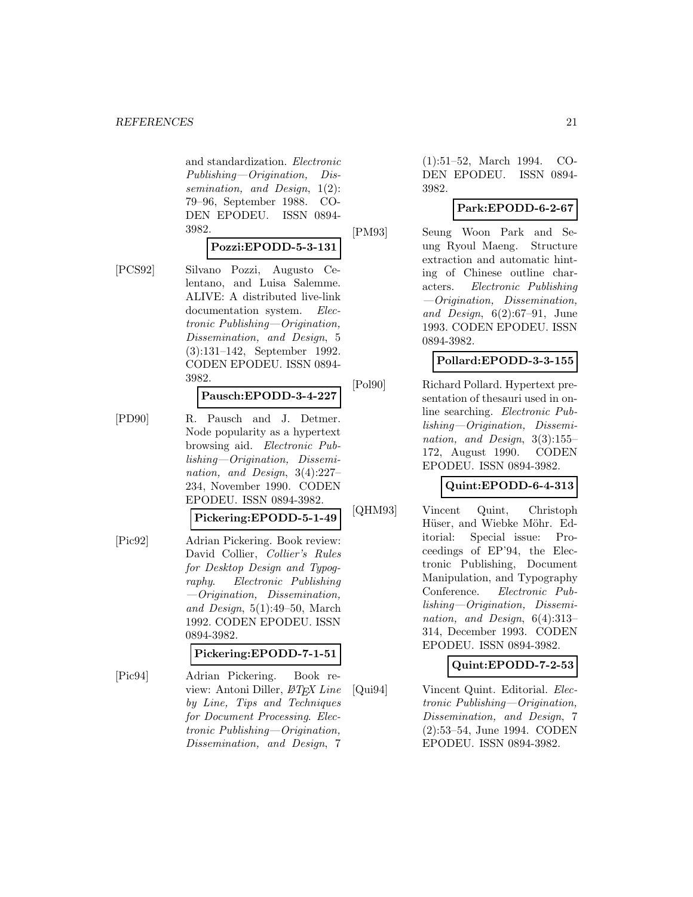and standardization. *Electronic Publishing—Origination, Dissemination, and Design*, 1(2): 79–96, September 1988. CODEN EPODEU. ISSN 0894-3982.

**Pozzi:EPODD-5-3-131**

[PCS92] Silvano Pozzi, Augusto Celentano, and Luisa Salemme. ALIVE: A distributed live-link documentation system. *Electronic Publishing—Origination, Dissemination, and Design*, 5 (3):131–142, September 1992. CODEN EPODEU. ISSN 0894-3982.

**Pausch:EPODD-3-4-227**

[PD90] R. Pausch and J. Detmer. Node popularity as a hypertext browsing aid. *Electronic Publishing—Origination, Dissemination, and Design*, 3(4):227–234, November 1990. CODEN EPODEU. ISSN 0894-3982.

**Pickering:EPODD-5-1-49**

[Pic92] Adrian Pickering. Book review: David Collier, *Collier's Rules for Desktop Design and Typography*. *Electronic Publishing —Origination, Dissemination, and Design*, 5(1):49–50, March 1992. CODEN EPODEU. ISSN 0894-3982.

**Pickering:EPODD-7-1-51**

[Pic94] Adrian Pickering. Book review: Antoni Diller, *LaTeX Line by Line, Tips and Techniques for Document Processing*. *Electronic Publishing—Origination, Dissemination, and Design*, 7 (1):51–52, March 1994. CODEN EPODEU. ISSN 0894-3982.

**Park:EPODD-6-2-67**

[PM93] Seung Woon Park and Seung Ryoul Maeng. Structure extraction and automatic hinting of Chinese outline characters. *Electronic Publishing —Origination, Dissemination, and Design*, 6(2):67–91, June 1993. CODEN EPODEU. ISSN 0894-3982.

**Pollard:EPODD-3-3-155**

[Pol90] Richard Pollard. Hypertext presentation of thesauri used in online searching. *Electronic Publishing—Origination, Dissemination, and Design*, 3(3):155–172, August 1990. CODEN EPODEU. ISSN 0894-3982.

**Quint:EPODD-6-4-313**

[QHM93] Vincent Quint, Christoph Hüser, and Wiebke Möhr. Editorial: Special issue: Proceedings of EP'94, the Electronic Publishing, Document Manipulation, and Typography Conference. *Electronic Publishing—Origination, Dissemination, and Design*, 6(4):313–314, December 1993. CODEN EPODEU. ISSN 0894-3982.

**Quint:EPODD-7-2-53**

[Qui94] Vincent Quint. Editorial. *Electronic Publishing—Origination, Dissemination, and Design*, 7 (2):53–54, June 1994. CODEN EPODEU. ISSN 0894-3982.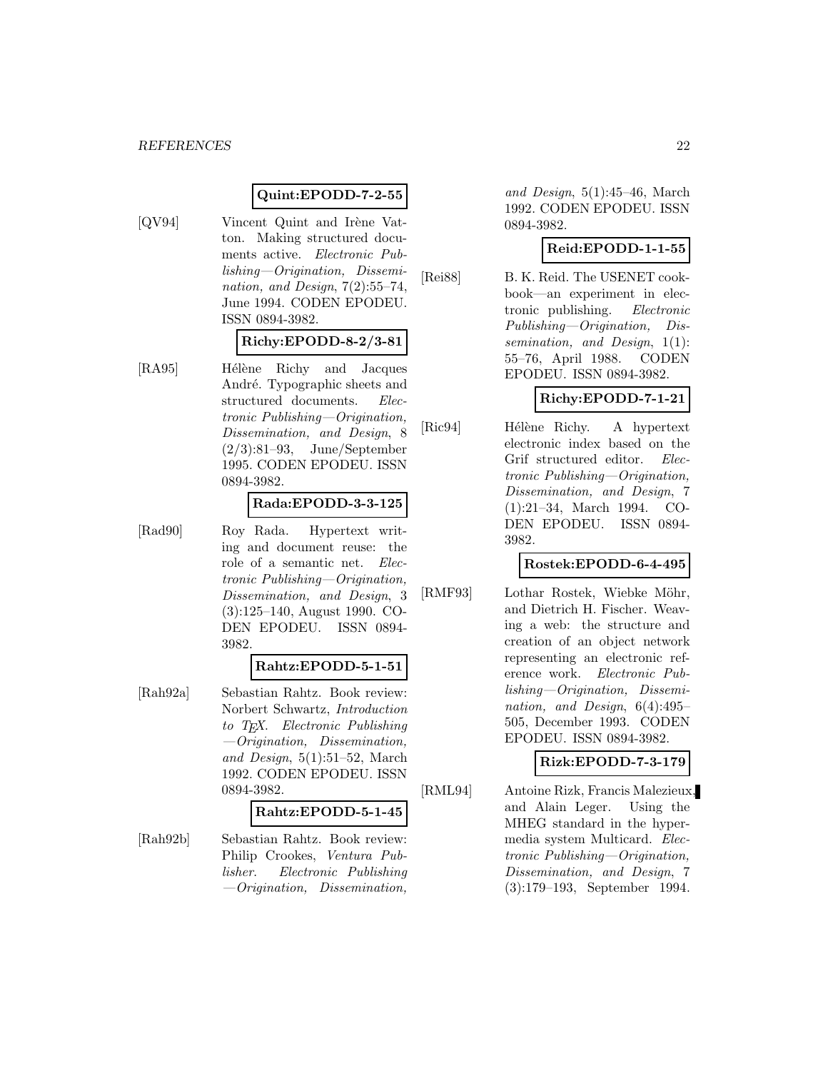**Quint:EPODD-7-2-55**

[QV94] Vincent Quint and Irène Vatton. Making structured documents active. *Electronic Publishing—Origination, Dissemination, and Design*, 7(2):55–74, June 1994. CODEN EPODEU. ISSN 0894-3982.

**Richy:EPODD-8-2/3-81**

[RA95] Hélène Richy and Jacques André. Typographic sheets and structured documents. *Electronic Publishing—Origination, Dissemination, and Design*, 8 (2/3):81–93, June/September 1995. CODEN EPODEU. ISSN 0894-3982.

**Rada:EPODD-3-3-125**

[Rad90] Roy Rada. Hypertext writing and document reuse: the role of a semantic net. *Electronic Publishing—Origination, Dissemination, and Design*, 3 (3):125–140, August 1990. CODEN EPODEU. ISSN 0894-3982.

**Rahtz:EPODD-5-1-51**

[Rah92a] Sebastian Rahtz. Book review: Norbert Schwartz, *Introduction to TEX*. *Electronic Publishing —Origination, Dissemination, and Design*, 5(1):51–52, March 1992. CODEN EPODEU. ISSN 0894-3982.

**Rahtz:EPODD-5-1-45**

[Rah92b] Sebastian Rahtz. Book review: Philip Crookes, *Ventura Publisher*. *Electronic Publishing —Origination, Dissemination, and Design*, 5(1):45–46, March 1992. CODEN EPODEU. ISSN 0894-3982.

**Reid:EPODD-1-1-55**

[Rei88] B. K. Reid. The USENET cookbook—an experiment in electronic publishing. *Electronic Publishing—Origination, Dissemination, and Design*, 1(1): 55–76, April 1988. CODEN EPODEU. ISSN 0894-3982.

**Richy:EPODD-7-1-21**

[Ric94] Hélène Richy. A hypertext electronic index based on the Grif structured editor. *Electronic Publishing—Origination, Dissemination, and Design*, 7 (1):21–34, March 1994. CODEN EPODEU. ISSN 0894-3982.

**Rostek:EPODD-6-4-495**

[RMF93] Lothar Rostek, Wiebke Möhr, and Dietrich H. Fischer. Weaving a web: the structure and creation of an object network representing an electronic reference work. *Electronic Publishing—Origination, Dissemination, and Design*, 6(4):495–505, December 1993. CODEN EPODEU. ISSN 0894-3982.

**Rizk:EPODD-7-3-179**

[RML94] Antoine Rizk, Francis Malezieux, and Alain Leger. Using the MHEG standard in the hypermedia system Multicard. *Electronic Publishing—Origination, Dissemination, and Design*, 7 (3):179–193, September 1994.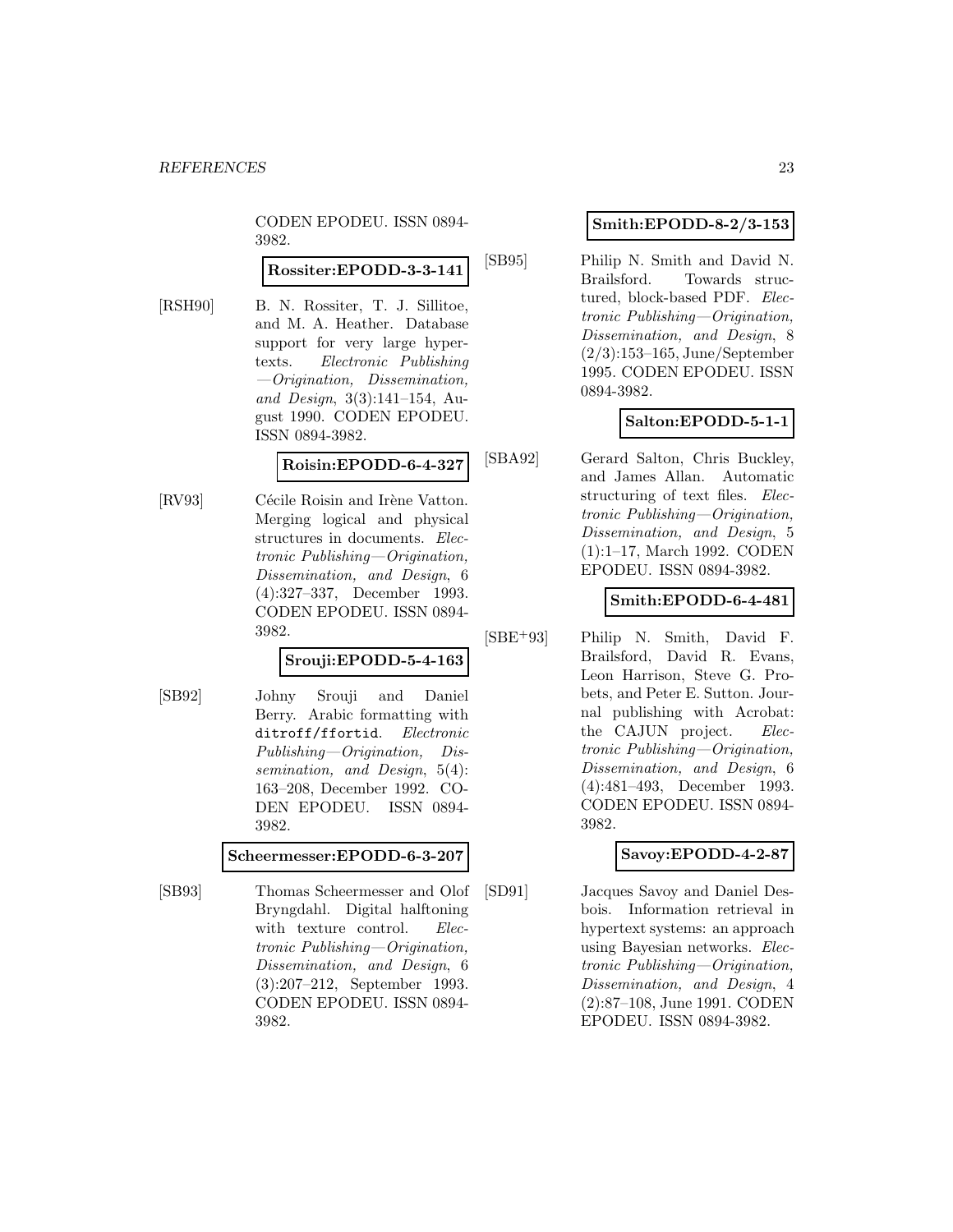CODEN EPODEU. ISSN 0894-3982.

**Rossiter:EPODD-3-3-141**

[RSH90] B. N. Rossiter, T. J. Sillitoe, and M. A. Heather. Database support for very large hypertexts. *Electronic Publishing —Origination, Dissemination, and Design*, 3(3):141–154, August 1990. CODEN EPODEU. ISSN 0894-3982.

**Roisin:EPODD-6-4-327**

[RV93] Cécile Roisin and Irène Vatton. Merging logical and physical structures in documents. *Electronic Publishing—Origination, Dissemination, and Design*, 6 (4):327–337, December 1993. CODEN EPODEU. ISSN 0894-3982.

**Srouji:EPODD-5-4-163**

[SB92] Johny Srouji and Daniel Berry. Arabic formatting with `ditroff/ffortid`. *Electronic Publishing—Origination, Dissemination, and Design*, 5(4): 163–208, December 1992. CODEN EPODEU. ISSN 0894-3982.

**Scheermesser:EPODD-6-3-207**

[SB93] Thomas Scheermesser and Olof Bryngdahl. Digital halftoning with texture control. *Electronic Publishing—Origination, Dissemination, and Design*, 6 (3):207–212, September 1993. CODEN EPODEU. ISSN 0894-3982.

**Smith:EPODD-8-2/3-153**

[SB95] Philip N. Smith and David N. Brailsford. Towards structured, block-based PDF. *Electronic Publishing—Origination, Dissemination, and Design*, 8 (2/3):153–165, June/September 1995. CODEN EPODEU. ISSN 0894-3982.

**Salton:EPODD-5-1-1**

[SBA92] Gerard Salton, Chris Buckley, and James Allan. Automatic structuring of text files. *Electronic Publishing—Origination, Dissemination, and Design*, 5 (1):1–17, March 1992. CODEN EPODEU. ISSN 0894-3982.

**Smith:EPODD-6-4-481**

[SBE+93] Philip N. Smith, David F. Brailsford, David R. Evans, Leon Harrison, Steve G. Probets, and Peter E. Sutton. Journal publishing with Acrobat: the CAJUN project. *Electronic Publishing—Origination, Dissemination, and Design*, 6 (4):481–493, December 1993. CODEN EPODEU. ISSN 0894-3982.

**Savoy:EPODD-4-2-87**

[SD91] Jacques Savoy and Daniel Desbois. Information retrieval in hypertext systems: an approach using Bayesian networks. *Electronic Publishing—Origination, Dissemination, and Design*, 4 (2):87–108, June 1991. CODEN EPODEU. ISSN 0894-3982.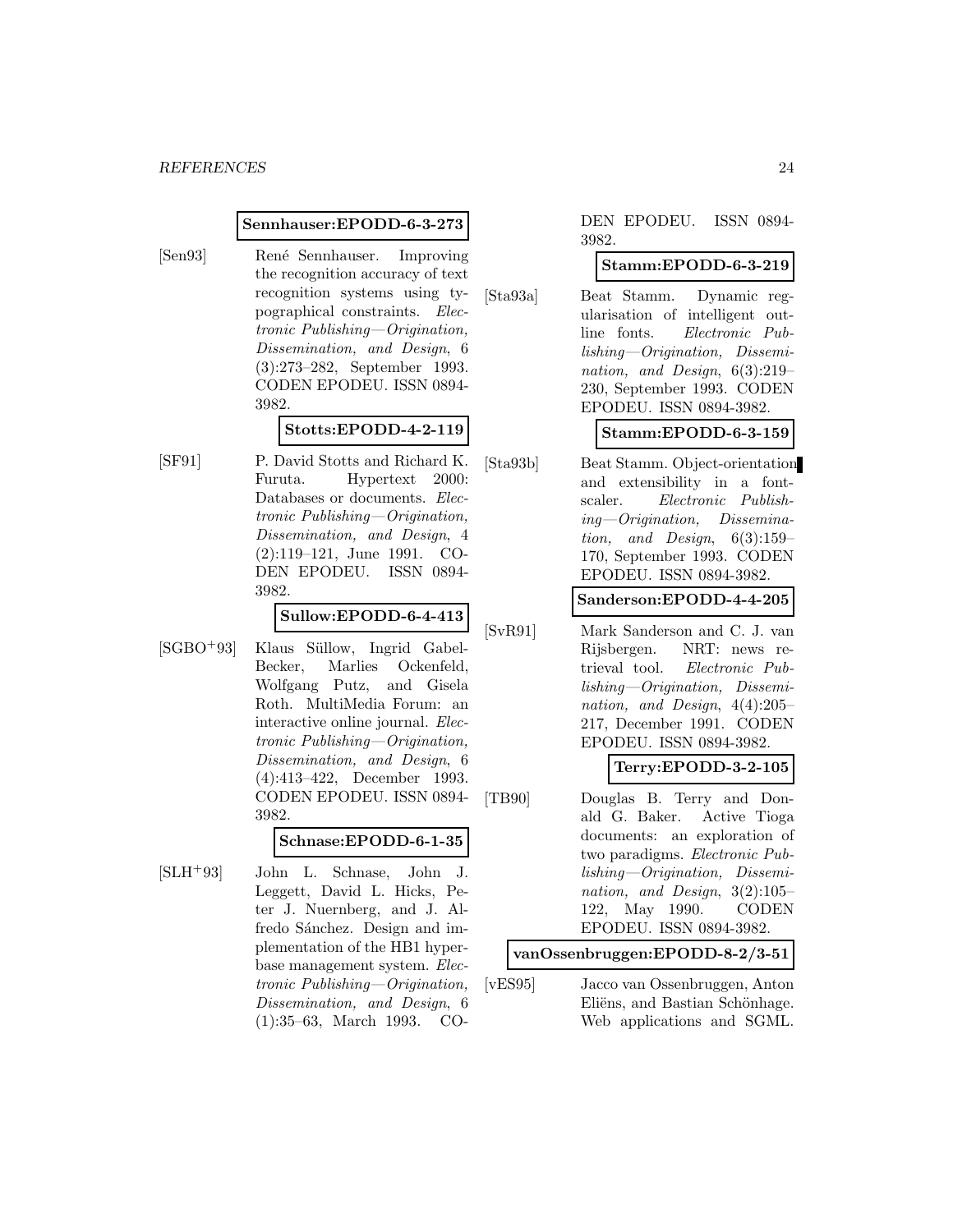**Sennhauser:EPODD-6-3-273**

[Sen93] René Sennhauser. Improving the recognition accuracy of text recognition systems using typographical constraints. *Electronic Publishing—Origination, Dissemination, and Design*, 6 (3):273–282, September 1993. CODEN EPODEU. ISSN 0894-3982.

**Stotts:EPODD-4-2-119**

[SF91] P. David Stotts and Richard K. Furuta. Hypertext 2000: Databases or documents. *Electronic Publishing—Origination, Dissemination, and Design*, 4 (2):119–121, June 1991. CODEN EPODEU. ISSN 0894-3982.

**Sullow:EPODD-6-4-413**

[SGBO+93] Klaus Süllow, Ingrid Gabel-Becker, Marlies Ockenfeld, Wolfgang Putz, and Gisela Roth. MultiMedia Forum: an interactive online journal. *Electronic Publishing—Origination, Dissemination, and Design*, 6 (4):413–422, December 1993. CODEN EPODEU. ISSN 0894-3982.

**Schnase:EPODD-6-1-35**

[SLH+93] John L. Schnase, John J. Leggett, David L. Hicks, Peter J. Nuernberg, and J. Alfredo Sánchez. Design and implementation of the HB1 hyperbase management system. *Electronic Publishing—Origination, Dissemination, and Design*, 6 (1):35–63, March 1993. CODEN EPODEU. ISSN 0894-3982.

**Stamm:EPODD-6-3-219**

[Sta93a] Beat Stamm. Dynamic regularisation of intelligent outline fonts. *Electronic Publishing—Origination, Dissemination, and Design*, 6(3):219–230, September 1993. CODEN EPODEU. ISSN 0894-3982.

**Stamm:EPODD-6-3-159**

[Sta93b] Beat Stamm. Object-orientation and extensibility in a font-scaler. *Electronic Publishing—Origination, Dissemination, and Design*, 6(3):159–170, September 1993. CODEN EPODEU. ISSN 0894-3982.

**Sanderson:EPODD-4-4-205**

[SvR91] Mark Sanderson and C. J. van Rijsbergen. NRT: news retrieval tool. *Electronic Publishing—Origination, Dissemination, and Design*, 4(4):205–217, December 1991. CODEN EPODEU. ISSN 0894-3982.

**Terry:EPODD-3-2-105**

[TB90] Douglas B. Terry and Donald G. Baker. Active Tioga documents: an exploration of two paradigms. *Electronic Publishing—Origination, Dissemination, and Design*, 3(2):105–122, May 1990. CODEN EPODEU. ISSN 0894-3982.

**vanOssenbruggen:EPODD-8-2/3-51**

[vES95] Jacco van Ossenbruggen, Anton Eliëns, and Bastian Schönhage. Web applications and SGML.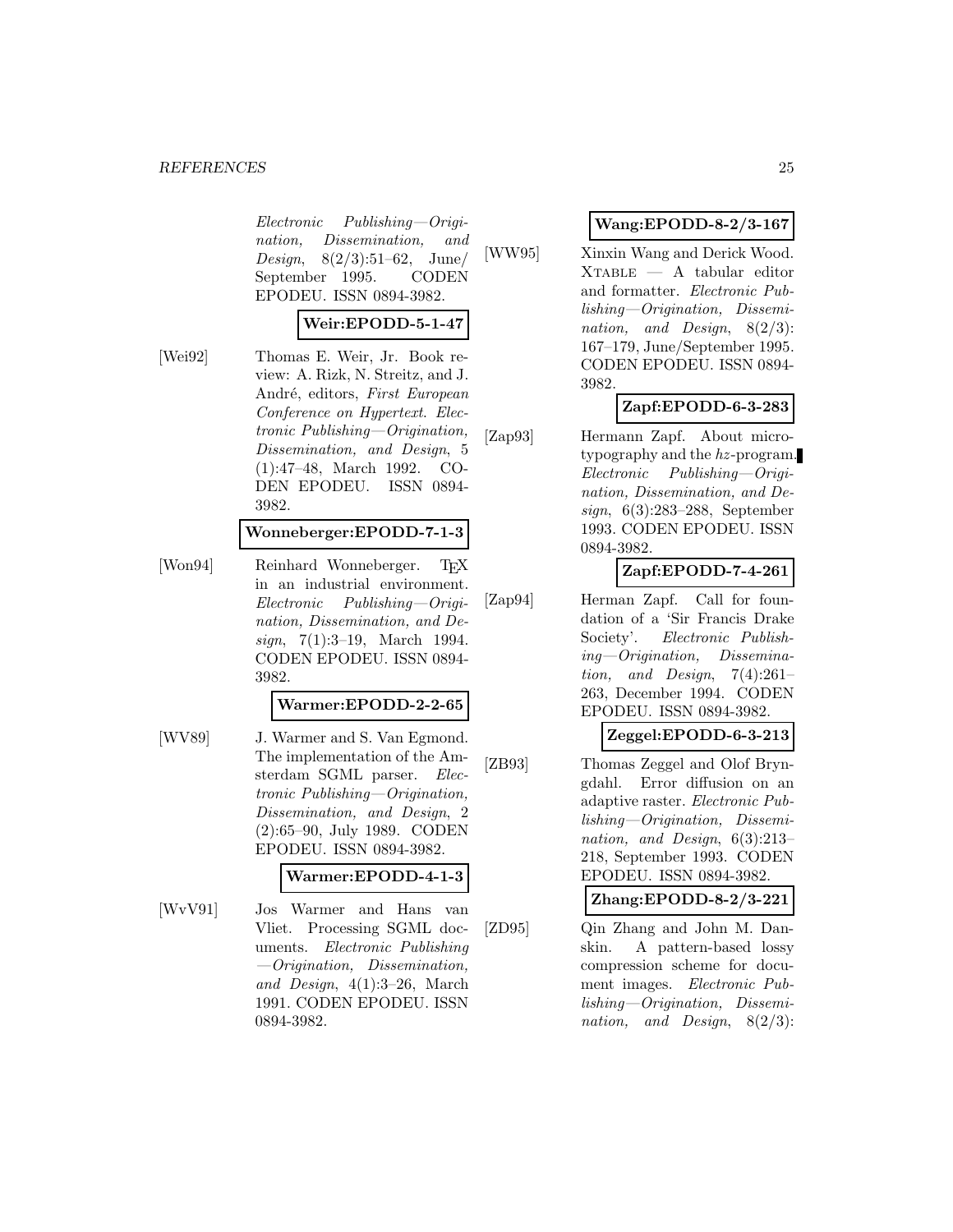*Electronic Publishing—Origination, Dissemination, and Design*, 8(2/3):51–62, June/ September 1995. CODEN EPODEU. ISSN 0894-3982.

**Weir:EPODD-5-1-47**

[Wei92] Thomas E. Weir, Jr. Book review: A. Rizk, N. Streitz, and J. André, editors, *First European Conference on Hypertext*. *Electronic Publishing—Origination, Dissemination, and Design*, 5 (1):47–48, March 1992. CODEN EPODEU. ISSN 0894-3982.

**Wonneberger:EPODD-7-1-3**

[Won94] Reinhard Wonneberger. TEX in an industrial environment. *Electronic Publishing—Origination, Dissemination, and Design*, 7(1):3–19, March 1994. CODEN EPODEU. ISSN 0894-3982.

**Warmer:EPODD-2-2-65**

[WV89] J. Warmer and S. Van Egmond. The implementation of the Amsterdam SGML parser. *Electronic Publishing—Origination, Dissemination, and Design*, 2 (2):65–90, July 1989. CODEN EPODEU. ISSN 0894-3982.

**Warmer:EPODD-4-1-3**

[WvV91] Jos Warmer and Hans van Vliet. Processing SGML documents. *Electronic Publishing —Origination, Dissemination, and Design*, 4(1):3–26, March 1991. CODEN EPODEU. ISSN 0894-3982.

**Wang:EPODD-8-2/3-167**

[WW95] Xinxin Wang and Derick Wood. XTABLE — A tabular editor and formatter. *Electronic Publishing—Origination, Dissemination, and Design*, 8(2/3): 167–179, June/September 1995. CODEN EPODEU. ISSN 0894-3982.

**Zapf:EPODD-6-3-283**

[Zap93] Hermann Zapf. About microtypography and the *hz*-program. *Electronic Publishing—Origination, Dissemination, and Design*, 6(3):283–288, September 1993. CODEN EPODEU. ISSN 0894-3982.

**Zapf:EPODD-7-4-261**

[Zap94] Herman Zapf. Call for foundation of a 'Sir Francis Drake Society'. *Electronic Publishing—Origination, Dissemination, and Design*, 7(4):261–263, December 1994. CODEN EPODEU. ISSN 0894-3982.

**Zeggel:EPODD-6-3-213**

[ZB93] Thomas Zeggel and Olof Bryngdahl. Error diffusion on an adaptive raster. *Electronic Publishing—Origination, Dissemination, and Design*, 6(3):213–218, September 1993. CODEN EPODEU. ISSN 0894-3982.

**Zhang:EPODD-8-2/3-221**

[ZD95] Qin Zhang and John M. Danskin. A pattern-based lossy compression scheme for document images. *Electronic Publishing—Origination, Dissemination, and Design*, 8(2/3):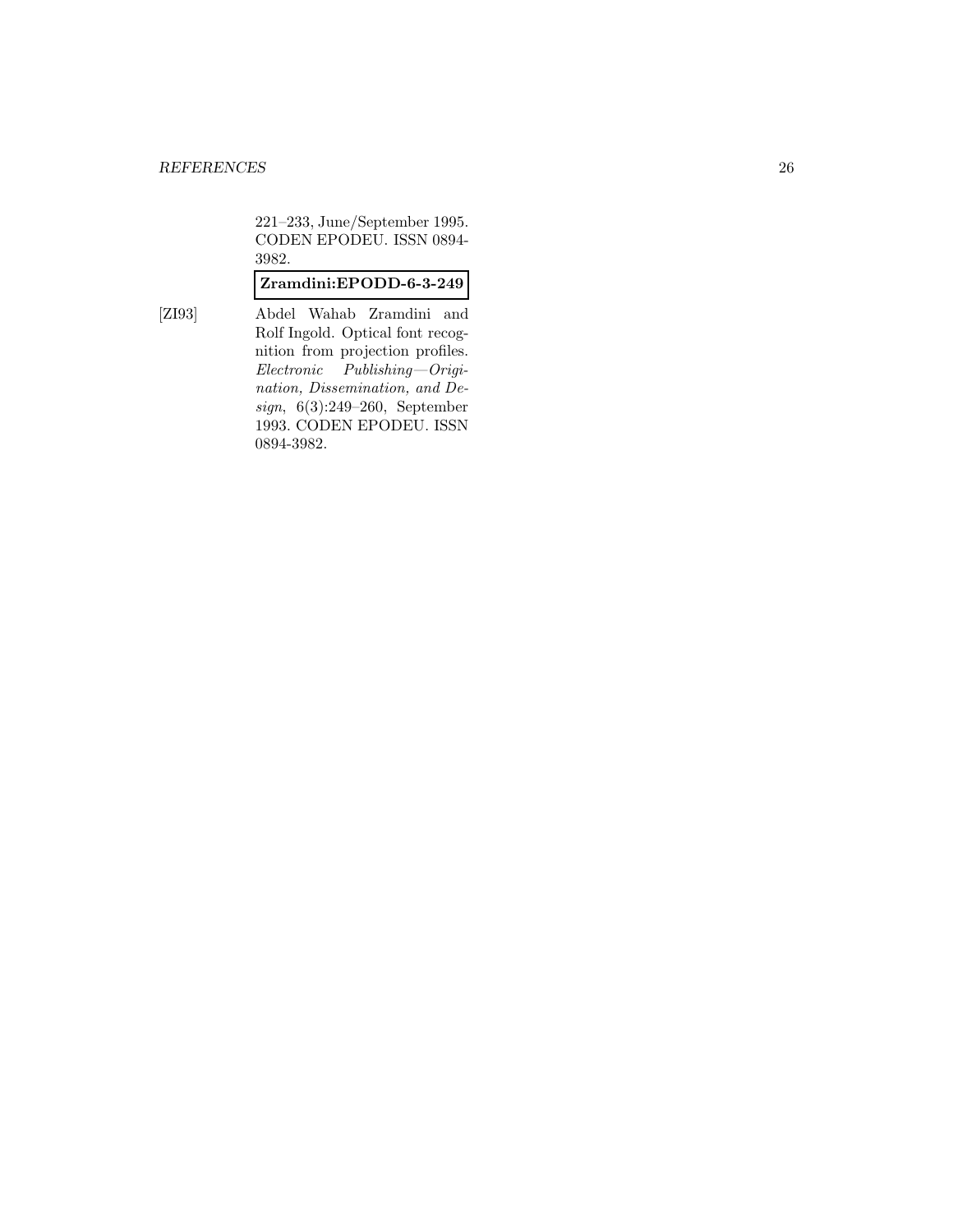221–233, June/September 1995. CODEN EPODEU. ISSN 0894-3982.

**Zramdini:EPODD-6-3-249**

[ZI93] Abdel Wahab Zramdini and Rolf Ingold. Optical font recognition from projection profiles. *Electronic Publishing—Origination, Dissemination, and Design*, 6(3):249–260, September 1993. CODEN EPODEU. ISSN 0894-3982.